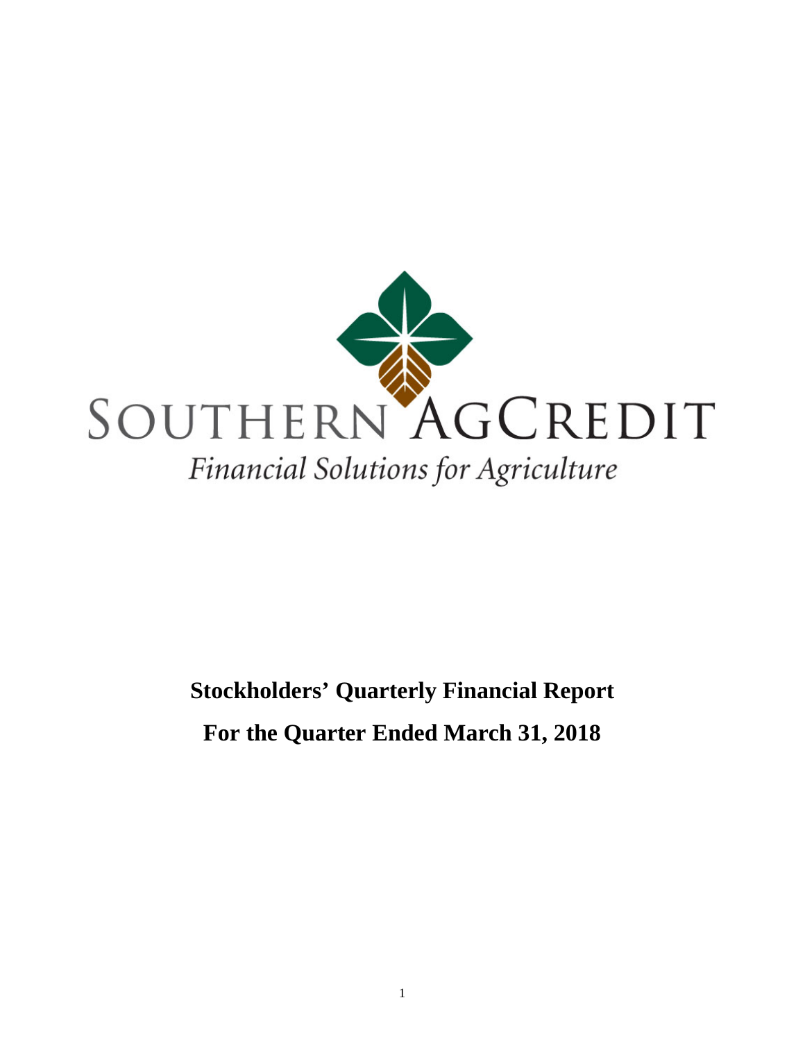SOUTHERN AGCREDIT

*Financial Solutions for Agriculture*

**Stockholders' Quarterly Financial Report**

**For the Quarter Ended March 31, 2018**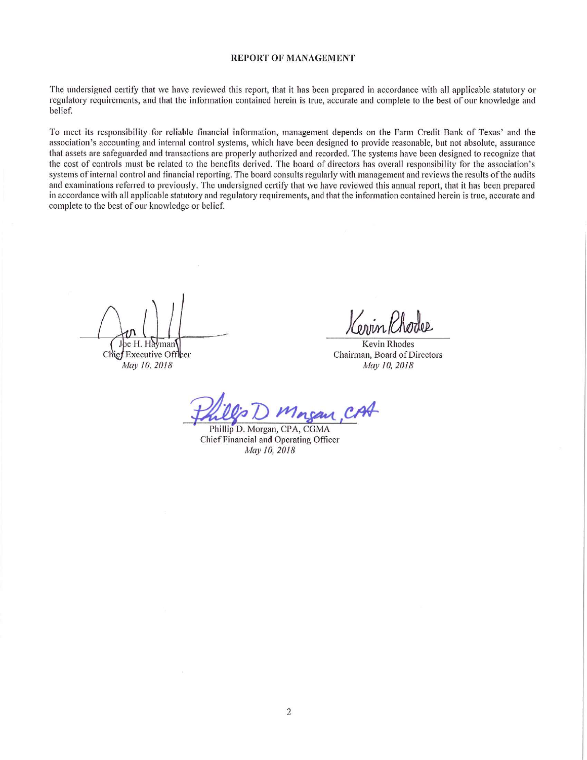## REPORT OF MANAGEMENT

The undersigned certify that we have reviewed this report, that it has been prepared in accordance with all applicable statutory or regulatory requirements, and that the information contained herein is true, accurate and complete to the best of our knowledge and belief.

To meet its responsibility for reliable financial information, management depends on the Farm Credit Bank of Texas' and the association's accounting and internal control systems, which have been designed to provide reasonable, but not absolute, assurance that assets are safeguarded and transactions are properly authorized and recorded. The systems have been designed to recognize that the cost of controls must be related to the benefits derived. The board of directors has overall responsibility for the association's systems of internal control and financial reporting. The board consults regularly with management and reviews the results of the audits and examinations referred to previously. The undersigned certify that we have reviewed this annual report, that it has been prepared in accordance with all applicable statutory and regulatory requirements, and that the information contained herein is true, accurate and complete to the best of our knowledge or belief.

Joe H. Hayman
Chief Executive Officer
*May 10, 2018*

Kevin Rhodes
Chairman, Board of Directors
*May 10, 2018*

Phillip D. Morgan, CPA, CGMA
Chief Financial and Operating Officer
*May 10, 2018*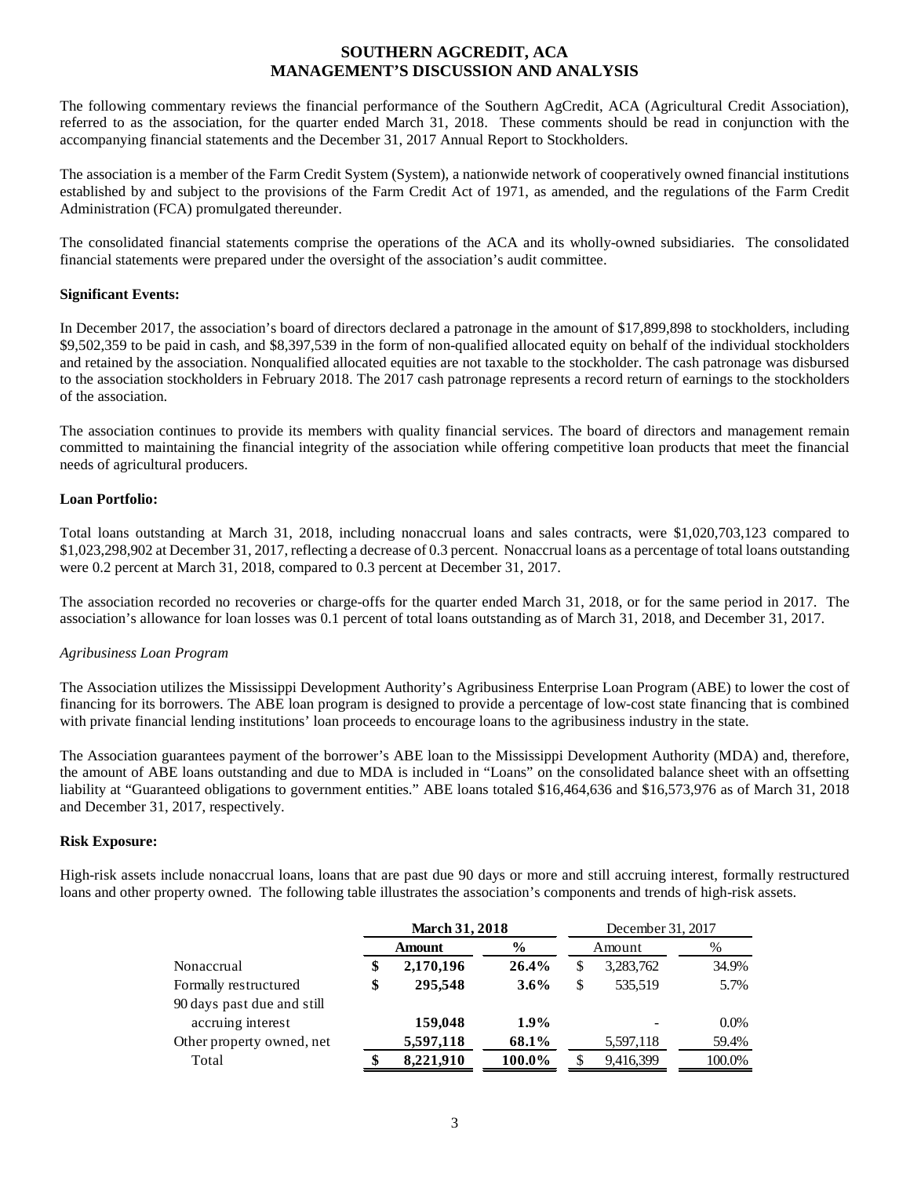# SOUTHERN AGCREDIT, ACA
# MANAGEMENT'S DISCUSSION AND ANALYSIS

The following commentary reviews the financial performance of the Southern AgCredit, ACA (Agricultural Credit Association), referred to as the association, for the quarter ended March 31, 2018. These comments should be read in conjunction with the accompanying financial statements and the December 31, 2017 Annual Report to Stockholders.

The association is a member of the Farm Credit System (System), a nationwide network of cooperatively owned financial institutions established by and subject to the provisions of the Farm Credit Act of 1971, as amended, and the regulations of the Farm Credit Administration (FCA) promulgated thereunder.

The consolidated financial statements comprise the operations of the ACA and its wholly-owned subsidiaries. The consolidated financial statements were prepared under the oversight of the association's audit committee.

**Significant Events:**

In December 2017, the association's board of directors declared a patronage in the amount of $17,899,898 to stockholders, including $9,502,359 to be paid in cash, and $8,397,539 in the form of non-qualified allocated equity on behalf of the individual stockholders and retained by the association. Nonqualified allocated equities are not taxable to the stockholder. The cash patronage was disbursed to the association stockholders in February 2018. The 2017 cash patronage represents a record return of earnings to the stockholders of the association.

The association continues to provide its members with quality financial services. The board of directors and management remain committed to maintaining the financial integrity of the association while offering competitive loan products that meet the financial needs of agricultural producers.

**Loan Portfolio:**

Total loans outstanding at March 31, 2018, including nonaccrual loans and sales contracts, were $1,020,703,123 compared to $1,023,298,902 at December 31, 2017, reflecting a decrease of 0.3 percent. Nonaccrual loans as a percentage of total loans outstanding were 0.2 percent at March 31, 2018, compared to 0.3 percent at December 31, 2017.

The association recorded no recoveries or charge-offs for the quarter ended March 31, 2018, or for the same period in 2017. The association's allowance for loan losses was 0.1 percent of total loans outstanding as of March 31, 2018, and December 31, 2017.

*Agribusiness Loan Program*

The Association utilizes the Mississippi Development Authority's Agribusiness Enterprise Loan Program (ABE) to lower the cost of financing for its borrowers. The ABE loan program is designed to provide a percentage of low-cost state financing that is combined with private financial lending institutions' loan proceeds to encourage loans to the agribusiness industry in the state.

The Association guarantees payment of the borrower's ABE loan to the Mississippi Development Authority (MDA) and, therefore, the amount of ABE loans outstanding and due to MDA is included in "Loans" on the consolidated balance sheet with an offsetting liability at "Guaranteed obligations to government entities." ABE loans totaled $16,464,636 and $16,573,976 as of March 31, 2018 and December 31, 2017, respectively.

**Risk Exposure:**

High-risk assets include nonaccrual loans, loans that are past due 90 days or more and still accruing interest, formally restructured loans and other property owned. The following table illustrates the association's components and trends of high-risk assets.

| | **March 31, 2018** | | December 31, 2017 | |
|---|---|---|---|---|
| | **Amount** | **%** | Amount | % |
| Nonaccrual | **$ 2,170,196** | **26.4%** | $ 3,283,762 | 34.9% |
| Formally restructured | **$ 295,548** | **3.6%** | $ 535,519 | 5.7% |
| 90 days past due and still accruing interest | **159,048** | **1.9%** | - | 0.0% |
| Other property owned, net | **5,597,118** | **68.1%** | 5,597,118 | 59.4% |
| Total | **$ 8,221,910** | **100.0%** | $ 9,416,399 | 100.0% |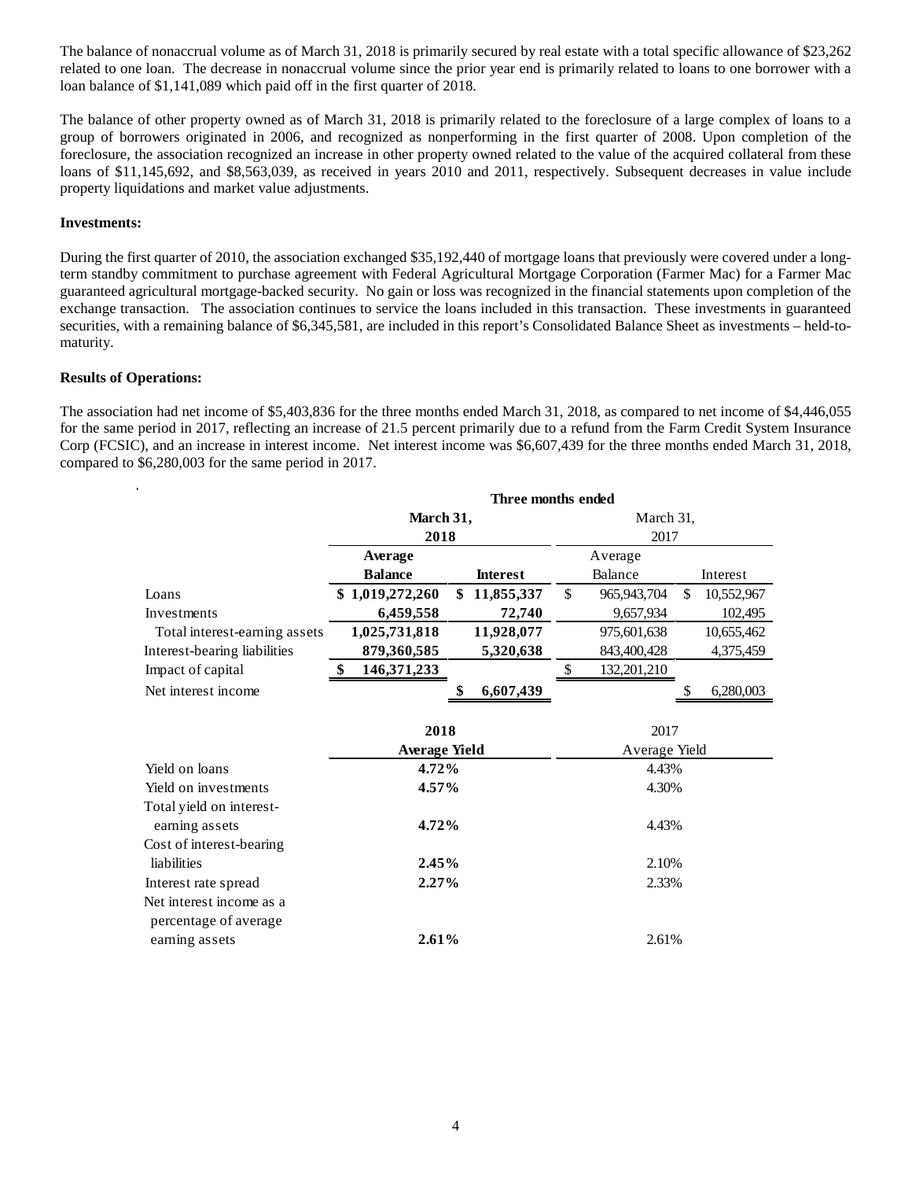The balance of nonaccrual volume as of March 31, 2018 is primarily secured by real estate with a total specific allowance of $23,262 related to one loan. The decrease in nonaccrual volume since the prior year end is primarily related to loans to one borrower with a loan balance of $1,141,089 which paid off in the first quarter of 2018.

The balance of other property owned as of March 31, 2018 is primarily related to the foreclosure of a large complex of loans to a group of borrowers originated in 2006, and recognized as nonperforming in the first quarter of 2008. Upon completion of the foreclosure, the association recognized an increase in other property owned related to the value of the acquired collateral from these loans of $11,145,692, and $8,563,039, as received in years 2010 and 2011, respectively. Subsequent decreases in value include property liquidations and market value adjustments.

**Investments:**

During the first quarter of 2010, the association exchanged $35,192,440 of mortgage loans that previously were covered under a long-term standby commitment to purchase agreement with Federal Agricultural Mortgage Corporation (Farmer Mac) for a Farmer Mac guaranteed agricultural mortgage-backed security. No gain or loss was recognized in the financial statements upon completion of the exchange transaction. The association continues to service the loans included in this transaction. These investments in guaranteed securities, with a remaining balance of $6,345,581, are included in this report's Consolidated Balance Sheet as investments – held-to-maturity.

**Results of Operations:**

The association had net income of $5,403,836 for the three months ended March 31, 2018, as compared to net income of $4,446,055 for the same period in 2017, reflecting an increase of 21.5 percent primarily due to a refund from the Farm Credit System Insurance Corp (FCSIC), and an increase in interest income. Net interest income was $6,607,439 for the three months ended March 31, 2018, compared to $6,280,003 for the same period in 2017.

| | Three months ended | | | |
|---|---|---|---|---|
| | **March 31, 2018** | | March 31, 2017 | |
| | **Average Balance** | **Interest** | Average Balance | Interest |
| Loans | **$ 1,019,272,260** | **$ 11,855,337** | $ 965,943,704 | $ 10,552,967 |
| Investments | **6,459,558** | **72,740** | 9,657,934 | 102,495 |
| Total interest-earning assets | **1,025,731,818** | **11,928,077** | 975,601,638 | 10,655,462 |
| Interest-bearing liabilities | **879,360,585** | **5,320,638** | 843,400,428 | 4,375,459 |
| Impact of capital | **$ 146,371,233** | | $ 132,201,210 | |
| Net interest income | | **$ 6,607,439** | | $ 6,280,003 |

| | **2018 Average Yield** | 2017 Average Yield |
|---|---|---|
| Yield on loans | **4.72%** | 4.43% |
| Yield on investments | **4.57%** | 4.30% |
| Total yield on interest-earning assets | **4.72%** | 4.43% |
| Cost of interest-bearing liabilities | **2.45%** | 2.10% |
| Interest rate spread | **2.27%** | 2.33% |
| Net interest income as a percentage of average earning assets | **2.61%** | 2.61% |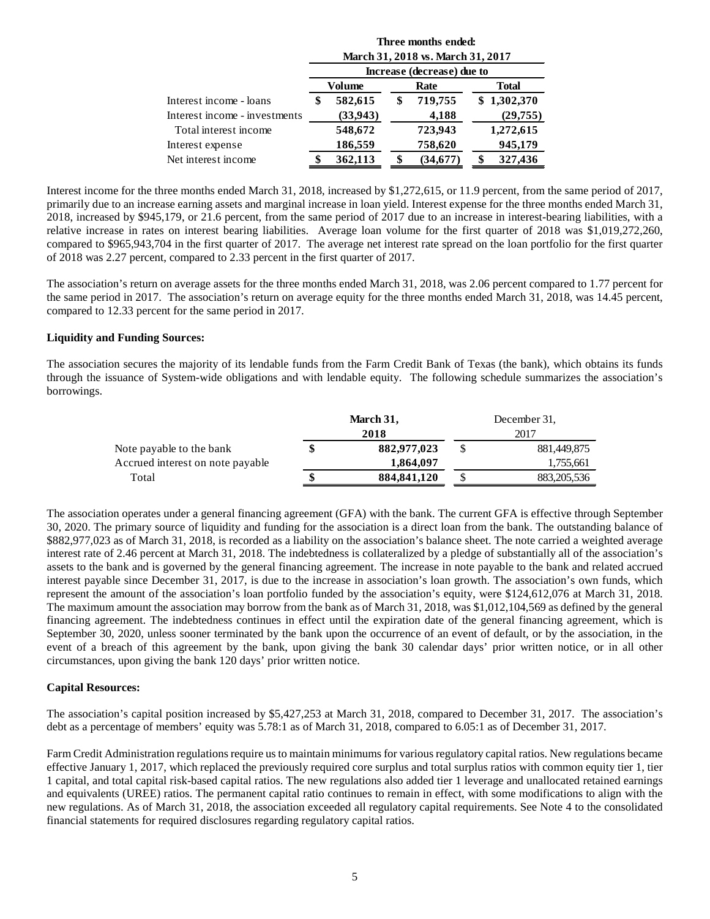| | Three months ended: | | |
|---|---|---|---|
| | March 31, 2018 vs. March 31, 2017 | | |
| | Increase (decrease) due to | | |
| | Volume | Rate | Total |
| Interest income - loans | $ 582,615 | $ 719,755 | $ 1,302,370 |
| Interest income - investments | (33,943) | 4,188 | (29,755) |
| Total interest income | 548,672 | 723,943 | 1,272,615 |
| Interest expense | 186,559 | 758,620 | 945,179 |
| Net interest income | $ 362,113 | $ (34,677) | $ 327,436 |

Interest income for the three months ended March 31, 2018, increased by $1,272,615, or 11.9 percent, from the same period of 2017, primarily due to an increase earning assets and marginal increase in loan yield. Interest expense for the three months ended March 31, 2018, increased by $945,179, or 21.6 percent, from the same period of 2017 due to an increase in interest-bearing liabilities, with a relative increase in rates on interest bearing liabilities. Average loan volume for the first quarter of 2018 was $1,019,272,260, compared to $965,943,704 in the first quarter of 2017. The average net interest rate spread on the loan portfolio for the first quarter of 2018 was 2.27 percent, compared to 2.33 percent in the first quarter of 2017.

The association's return on average assets for the three months ended March 31, 2018, was 2.06 percent compared to 1.77 percent for the same period in 2017. The association's return on average equity for the three months ended March 31, 2018, was 14.45 percent, compared to 12.33 percent for the same period in 2017.

**Liquidity and Funding Sources:**

The association secures the majority of its lendable funds from the Farm Credit Bank of Texas (the bank), which obtains its funds through the issuance of System-wide obligations and with lendable equity. The following schedule summarizes the association's borrowings.

| | March 31, 2018 | December 31, 2017 |
|---|---|---|
| Note payable to the bank | $ 882,977,023 | $ 881,449,875 |
| Accrued interest on note payable | 1,864,097 | 1,755,661 |
| Total | $ 884,841,120 | $ 883,205,536 |

The association operates under a general financing agreement (GFA) with the bank. The current GFA is effective through September 30, 2020. The primary source of liquidity and funding for the association is a direct loan from the bank. The outstanding balance of $882,977,023 as of March 31, 2018, is recorded as a liability on the association's balance sheet. The note carried a weighted average interest rate of 2.46 percent at March 31, 2018. The indebtedness is collateralized by a pledge of substantially all of the association's assets to the bank and is governed by the general financing agreement. The increase in note payable to the bank and related accrued interest payable since December 31, 2017, is due to the increase in association's loan growth. The association's own funds, which represent the amount of the association's loan portfolio funded by the association's equity, were $124,612,076 at March 31, 2018. The maximum amount the association may borrow from the bank as of March 31, 2018, was $1,012,104,569 as defined by the general financing agreement. The indebtedness continues in effect until the expiration date of the general financing agreement, which is September 30, 2020, unless sooner terminated by the bank upon the occurrence of an event of default, or by the association, in the event of a breach of this agreement by the bank, upon giving the bank 30 calendar days' prior written notice, or in all other circumstances, upon giving the bank 120 days' prior written notice.

**Capital Resources:**

The association's capital position increased by $5,427,253 at March 31, 2018, compared to December 31, 2017. The association's debt as a percentage of members' equity was 5.78:1 as of March 31, 2018, compared to 6.05:1 as of December 31, 2017.

Farm Credit Administration regulations require us to maintain minimums for various regulatory capital ratios. New regulations became effective January 1, 2017, which replaced the previously required core surplus and total surplus ratios with common equity tier 1, tier 1 capital, and total capital risk-based capital ratios. The new regulations also added tier 1 leverage and unallocated retained earnings and equivalents (UREE) ratios. The permanent capital ratio continues to remain in effect, with some modifications to align with the new regulations. As of March 31, 2018, the association exceeded all regulatory capital requirements. See Note 4 to the consolidated financial statements for required disclosures regarding regulatory capital ratios.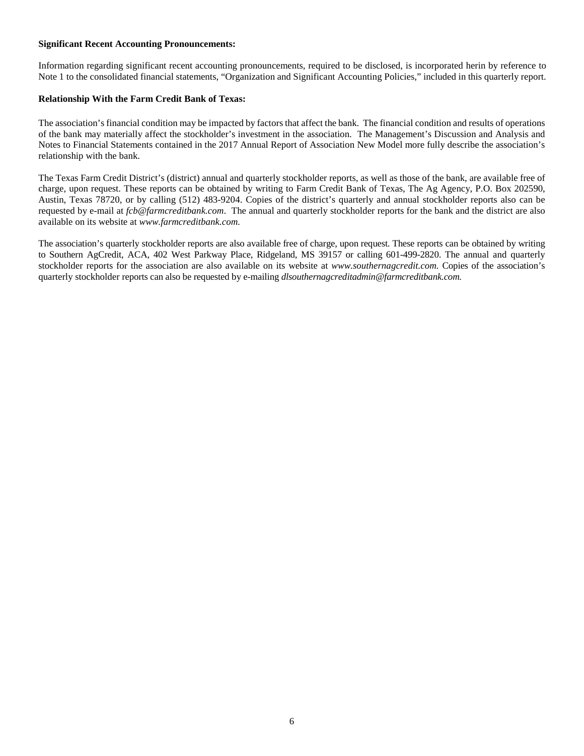**Significant Recent Accounting Pronouncements:**

Information regarding significant recent accounting pronouncements, required to be disclosed, is incorporated herin by reference to Note 1 to the consolidated financial statements, "Organization and Significant Accounting Policies," included in this quarterly report.

**Relationship With the Farm Credit Bank of Texas:**

The association's financial condition may be impacted by factors that affect the bank. The financial condition and results of operations of the bank may materially affect the stockholder's investment in the association. The Management's Discussion and Analysis and Notes to Financial Statements contained in the 2017 Annual Report of Association New Model more fully describe the association's relationship with the bank.

The Texas Farm Credit District's (district) annual and quarterly stockholder reports, as well as those of the bank, are available free of charge, upon request. These reports can be obtained by writing to Farm Credit Bank of Texas, The Ag Agency, P.O. Box 202590, Austin, Texas 78720, or by calling (512) 483-9204. Copies of the district's quarterly and annual stockholder reports also can be requested by e-mail at *fcb@farmcreditbank.com*. The annual and quarterly stockholder reports for the bank and the district are also available on its website at *www.farmcreditbank.com.*

The association's quarterly stockholder reports are also available free of charge, upon request. These reports can be obtained by writing to Southern AgCredit, ACA, 402 West Parkway Place, Ridgeland, MS 39157 or calling 601-499-2820. The annual and quarterly stockholder reports for the association are also available on its website at *www.southernagcredit.com*. Copies of the association's quarterly stockholder reports can also be requested by e-mailing *dlsouthernagcreditadmin@farmcreditbank.com.*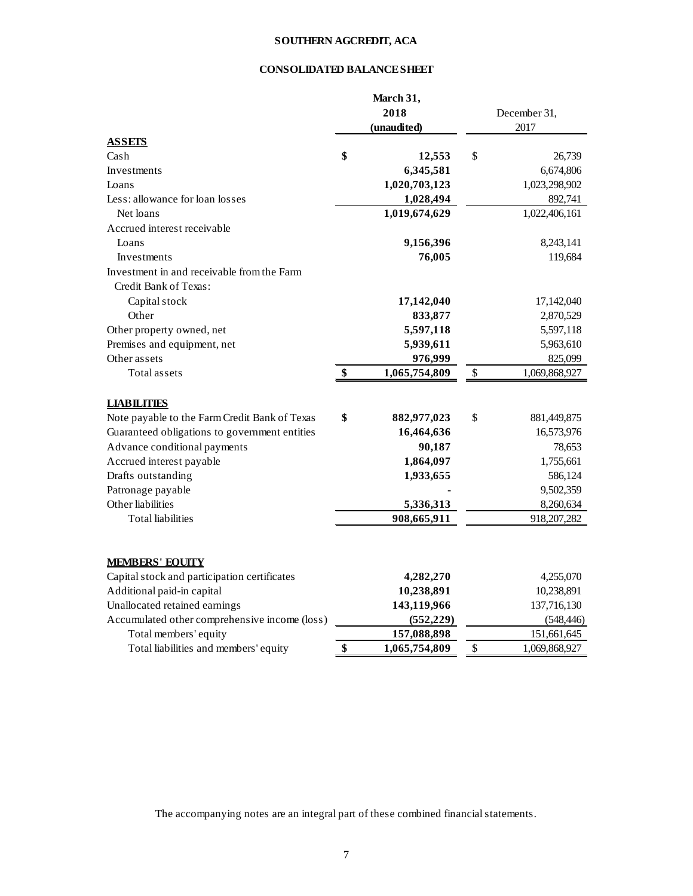# SOUTHERN AGCREDIT, ACA

## CONSOLIDATED BALANCE SHEET

| | March 31, 2018 (unaudited) | December 31, 2017 |
|---|---|---|
| **ASSETS** | | |
| Cash | $ 12,553 | $ 26,739 |
| Investments | 6,345,581 | 6,674,806 |
| Loans | 1,020,703,123 | 1,023,298,902 |
| Less: allowance for loan losses | 1,028,494 | 892,741 |
| Net loans | 1,019,674,629 | 1,022,406,161 |
| Accrued interest receivable | | |
| Loans | 9,156,396 | 8,243,141 |
| Investments | 76,005 | 119,684 |
| Investment in and receivable from the Farm Credit Bank of Texas: | | |
| Capital stock | 17,142,040 | 17,142,040 |
| Other | 833,877 | 2,870,529 |
| Other property owned, net | 5,597,118 | 5,597,118 |
| Premises and equipment, net | 5,939,611 | 5,963,610 |
| Other assets | 976,999 | 825,099 |
| Total assets | $ 1,065,754,809 | $ 1,069,868,927 |
| **LIABILITIES** | | |
| Note payable to the Farm Credit Bank of Texas | $ 882,977,023 | $ 881,449,875 |
| Guaranteed obligations to government entities | 16,464,636 | 16,573,976 |
| Advance conditional payments | 90,187 | 78,653 |
| Accrued interest payable | 1,864,097 | 1,755,661 |
| Drafts outstanding | 1,933,655 | 586,124 |
| Patronage payable | - | 9,502,359 |
| Other liabilities | 5,336,313 | 8,260,634 |
| Total liabilities | 908,665,911 | 918,207,282 |
| **MEMBERS' EQUITY** | | |
| Capital stock and participation certificates | 4,282,270 | 4,255,070 |
| Additional paid-in capital | 10,238,891 | 10,238,891 |
| Unallocated retained earnings | 143,119,966 | 137,716,130 |
| Accumulated other comprehensive income (loss) | (552,229) | (548,446) |
| Total members' equity | 157,088,898 | 151,661,645 |
| Total liabilities and members' equity | $ 1,065,754,809 | $ 1,069,868,927 |

The accompanying notes are an integral part of these combined financial statements.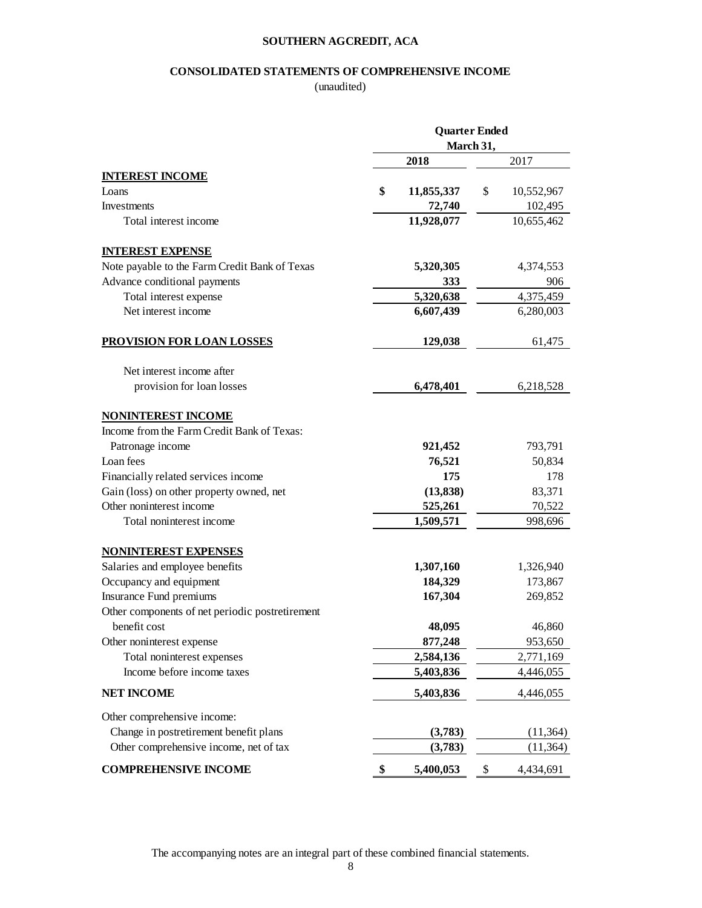**SOUTHERN AGCREDIT, ACA**

**CONSOLIDATED STATEMENTS OF COMPREHENSIVE INCOME**

(unaudited)

| | Quarter Ended March 31, | |
|---|---|---|
| | **2018** | 2017 |
| **INTEREST INCOME** | | |
| Loans | **$ 11,855,337** | $ 10,552,967 |
| Investments | **72,740** | 102,495 |
| Total interest income | **11,928,077** | 10,655,462 |
| **INTEREST EXPENSE** | | |
| Note payable to the Farm Credit Bank of Texas | **5,320,305** | 4,374,553 |
| Advance conditional payments | **333** | 906 |
| Total interest expense | **5,320,638** | 4,375,459 |
| Net interest income | **6,607,439** | 6,280,003 |
| **PROVISION FOR LOAN LOSSES** | **129,038** | 61,475 |
| Net interest income after provision for loan losses | **6,478,401** | 6,218,528 |
| **NONINTEREST INCOME** | | |
| Income from the Farm Credit Bank of Texas: | | |
| Patronage income | **921,452** | 793,791 |
| Loan fees | **76,521** | 50,834 |
| Financially related services income | **175** | 178 |
| Gain (loss) on other property owned, net | **(13,838)** | 83,371 |
| Other noninterest income | **525,261** | 70,522 |
| Total noninterest income | **1,509,571** | 998,696 |
| **NONINTEREST EXPENSES** | | |
| Salaries and employee benefits | **1,307,160** | 1,326,940 |
| Occupancy and equipment | **184,329** | 173,867 |
| Insurance Fund premiums | **167,304** | 269,852 |
| Other components of net periodic postretirement benefit cost | **48,095** | 46,860 |
| Other noninterest expense | **877,248** | 953,650 |
| Total noninterest expenses | **2,584,136** | 2,771,169 |
| Income before income taxes | **5,403,836** | 4,446,055 |
| **NET INCOME** | **5,403,836** | 4,446,055 |
| Other comprehensive income: | | |
| Change in postretirement benefit plans | **(3,783)** | (11,364) |
| Other comprehensive income, net of tax | **(3,783)** | (11,364) |
| **COMPREHENSIVE INCOME** | **$ 5,400,053** | $ 4,434,691 |

The accompanying notes are an integral part of these combined financial statements.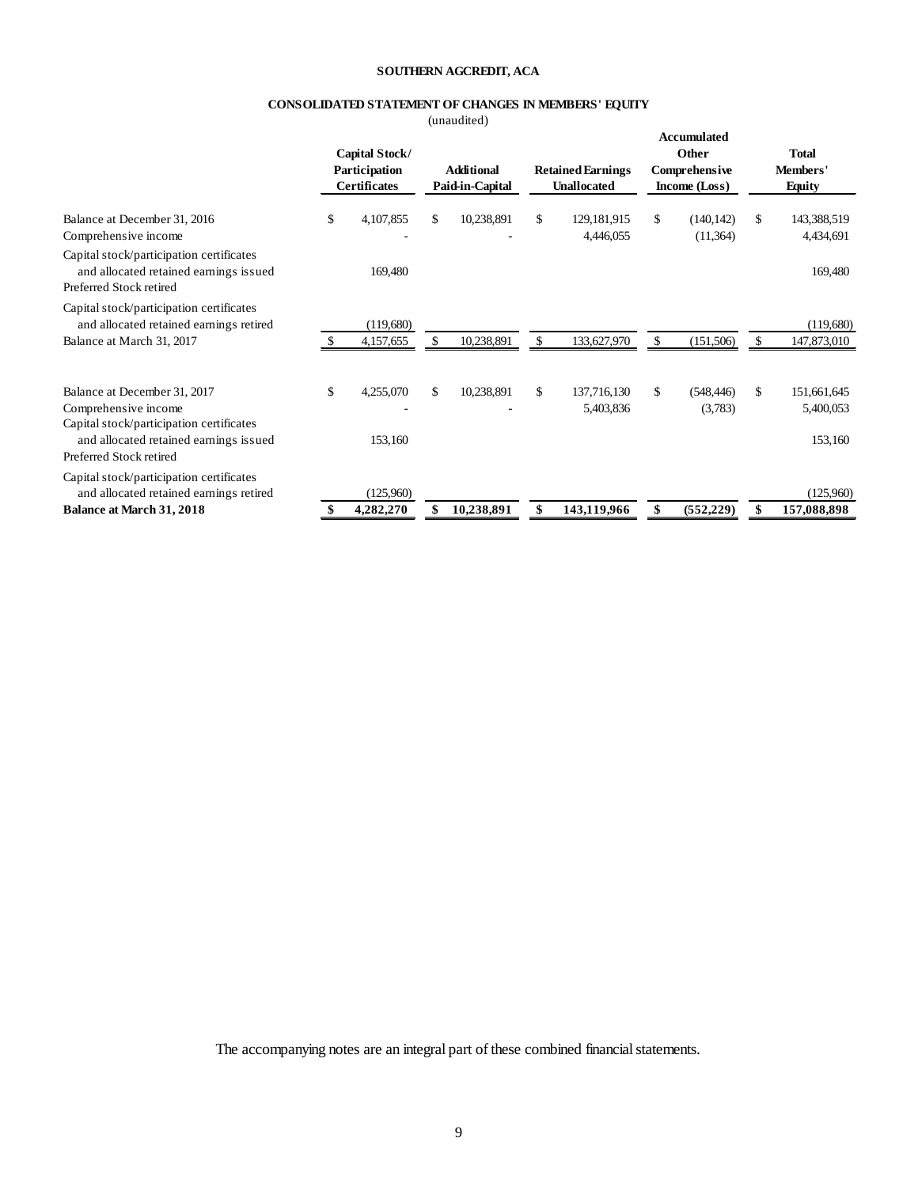**SOUTHERN AGCREDIT, ACA**

**CONSOLIDATED STATEMENT OF CHANGES IN MEMBERS' EQUITY**

(unaudited)

| | Capital Stock/ Participation Certificates | Additional Paid-in-Capital | Retained Earnings Unallocated | Accumulated Other Comprehensive Income (Loss) | Total Members' Equity |
|---|---|---|---|---|---|
| Balance at December 31, 2016 | $ 4,107,855 | $ 10,238,891 | $ 129,181,915 | $ (140,142) | $ 143,388,519 |
| Comprehensive income | - | - | 4,446,055 | (11,364) | 4,434,691 |
| Capital stock/participation certificates and allocated retained earnings issued | 169,480 | | | | 169,480 |
| Preferred Stock retired | | | | | |
| Capital stock/participation certificates and allocated retained earnings retired | (119,680) | | | | (119,680) |
| Balance at March 31, 2017 | $ 4,157,655 | $ 10,238,891 | $ 133,627,970 | $ (151,506) | $ 147,873,010 |
| | | | | | |
| Balance at December 31, 2017 | $ 4,255,070 | $ 10,238,891 | $ 137,716,130 | $ (548,446) | $ 151,661,645 |
| Comprehensive income | - | - | 5,403,836 | (3,783) | 5,400,053 |
| Capital stock/participation certificates and allocated retained earnings issued | 153,160 | | | | 153,160 |
| Preferred Stock retired | | | | | |
| Capital stock/participation certificates and allocated retained earnings retired | (125,960) | | | | (125,960) |
| **Balance at March 31, 2018** | **$ 4,282,270** | **$ 10,238,891** | **$ 143,119,966** | **$ (552,229)** | **$ 157,088,898** |

The accompanying notes are an integral part of these combined financial statements.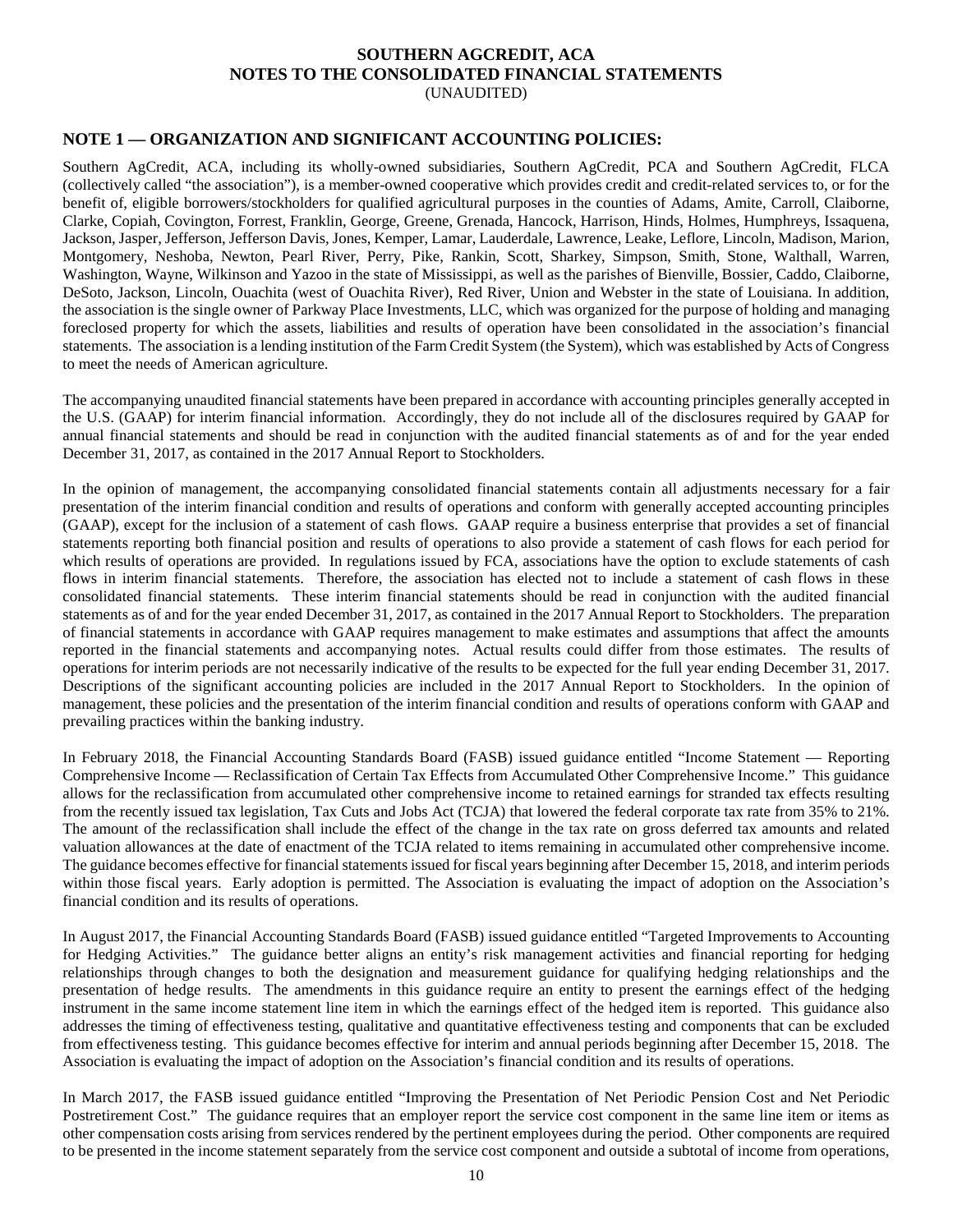**SOUTHERN AGCREDIT, ACA**
**NOTES TO THE CONSOLIDATED FINANCIAL STATEMENTS**
(UNAUDITED)

## NOTE 1 — ORGANIZATION AND SIGNIFICANT ACCOUNTING POLICIES:

Southern AgCredit, ACA, including its wholly-owned subsidiaries, Southern AgCredit, PCA and Southern AgCredit, FLCA (collectively called "the association"), is a member-owned cooperative which provides credit and credit-related services to, or for the benefit of, eligible borrowers/stockholders for qualified agricultural purposes in the counties of Adams, Amite, Carroll, Claiborne, Clarke, Copiah, Covington, Forrest, Franklin, George, Greene, Grenada, Hancock, Harrison, Hinds, Holmes, Humphreys, Issaquena, Jackson, Jasper, Jefferson, Jefferson Davis, Jones, Kemper, Lamar, Lauderdale, Lawrence, Leake, Leflore, Lincoln, Madison, Marion, Montgomery, Neshoba, Newton, Pearl River, Perry, Pike, Rankin, Scott, Sharkey, Simpson, Smith, Stone, Walthall, Warren, Washington, Wayne, Wilkinson and Yazoo in the state of Mississippi, as well as the parishes of Bienville, Bossier, Caddo, Claiborne, DeSoto, Jackson, Lincoln, Ouachita (west of Ouachita River), Red River, Union and Webster in the state of Louisiana. In addition, the association is the single owner of Parkway Place Investments, LLC, which was organized for the purpose of holding and managing foreclosed property for which the assets, liabilities and results of operation have been consolidated in the association's financial statements. The association is a lending institution of the Farm Credit System (the System), which was established by Acts of Congress to meet the needs of American agriculture.

The accompanying unaudited financial statements have been prepared in accordance with accounting principles generally accepted in the U.S. (GAAP) for interim financial information. Accordingly, they do not include all of the disclosures required by GAAP for annual financial statements and should be read in conjunction with the audited financial statements as of and for the year ended December 31, 2017, as contained in the 2017 Annual Report to Stockholders.

In the opinion of management, the accompanying consolidated financial statements contain all adjustments necessary for a fair presentation of the interim financial condition and results of operations and conform with generally accepted accounting principles (GAAP), except for the inclusion of a statement of cash flows. GAAP require a business enterprise that provides a set of financial statements reporting both financial position and results of operations to also provide a statement of cash flows for each period for which results of operations are provided. In regulations issued by FCA, associations have the option to exclude statements of cash flows in interim financial statements. Therefore, the association has elected not to include a statement of cash flows in these consolidated financial statements. These interim financial statements should be read in conjunction with the audited financial statements as of and for the year ended December 31, 2017, as contained in the 2017 Annual Report to Stockholders. The preparation of financial statements in accordance with GAAP requires management to make estimates and assumptions that affect the amounts reported in the financial statements and accompanying notes. Actual results could differ from those estimates. The results of operations for interim periods are not necessarily indicative of the results to be expected for the full year ending December 31, 2017. Descriptions of the significant accounting policies are included in the 2017 Annual Report to Stockholders. In the opinion of management, these policies and the presentation of the interim financial condition and results of operations conform with GAAP and prevailing practices within the banking industry.

In February 2018, the Financial Accounting Standards Board (FASB) issued guidance entitled "Income Statement — Reporting Comprehensive Income — Reclassification of Certain Tax Effects from Accumulated Other Comprehensive Income." This guidance allows for the reclassification from accumulated other comprehensive income to retained earnings for stranded tax effects resulting from the recently issued tax legislation, Tax Cuts and Jobs Act (TCJA) that lowered the federal corporate tax rate from 35% to 21%. The amount of the reclassification shall include the effect of the change in the tax rate on gross deferred tax amounts and related valuation allowances at the date of enactment of the TCJA related to items remaining in accumulated other comprehensive income. The guidance becomes effective for financial statements issued for fiscal years beginning after December 15, 2018, and interim periods within those fiscal years. Early adoption is permitted. The Association is evaluating the impact of adoption on the Association's financial condition and its results of operations.

In August 2017, the Financial Accounting Standards Board (FASB) issued guidance entitled "Targeted Improvements to Accounting for Hedging Activities." The guidance better aligns an entity's risk management activities and financial reporting for hedging relationships through changes to both the designation and measurement guidance for qualifying hedging relationships and the presentation of hedge results. The amendments in this guidance require an entity to present the earnings effect of the hedging instrument in the same income statement line item in which the earnings effect of the hedged item is reported. This guidance also addresses the timing of effectiveness testing, qualitative and quantitative effectiveness testing and components that can be excluded from effectiveness testing. This guidance becomes effective for interim and annual periods beginning after December 15, 2018. The Association is evaluating the impact of adoption on the Association's financial condition and its results of operations.

In March 2017, the FASB issued guidance entitled "Improving the Presentation of Net Periodic Pension Cost and Net Periodic Postretirement Cost." The guidance requires that an employer report the service cost component in the same line item or items as other compensation costs arising from services rendered by the pertinent employees during the period. Other components are required to be presented in the income statement separately from the service cost component and outside a subtotal of income from operations,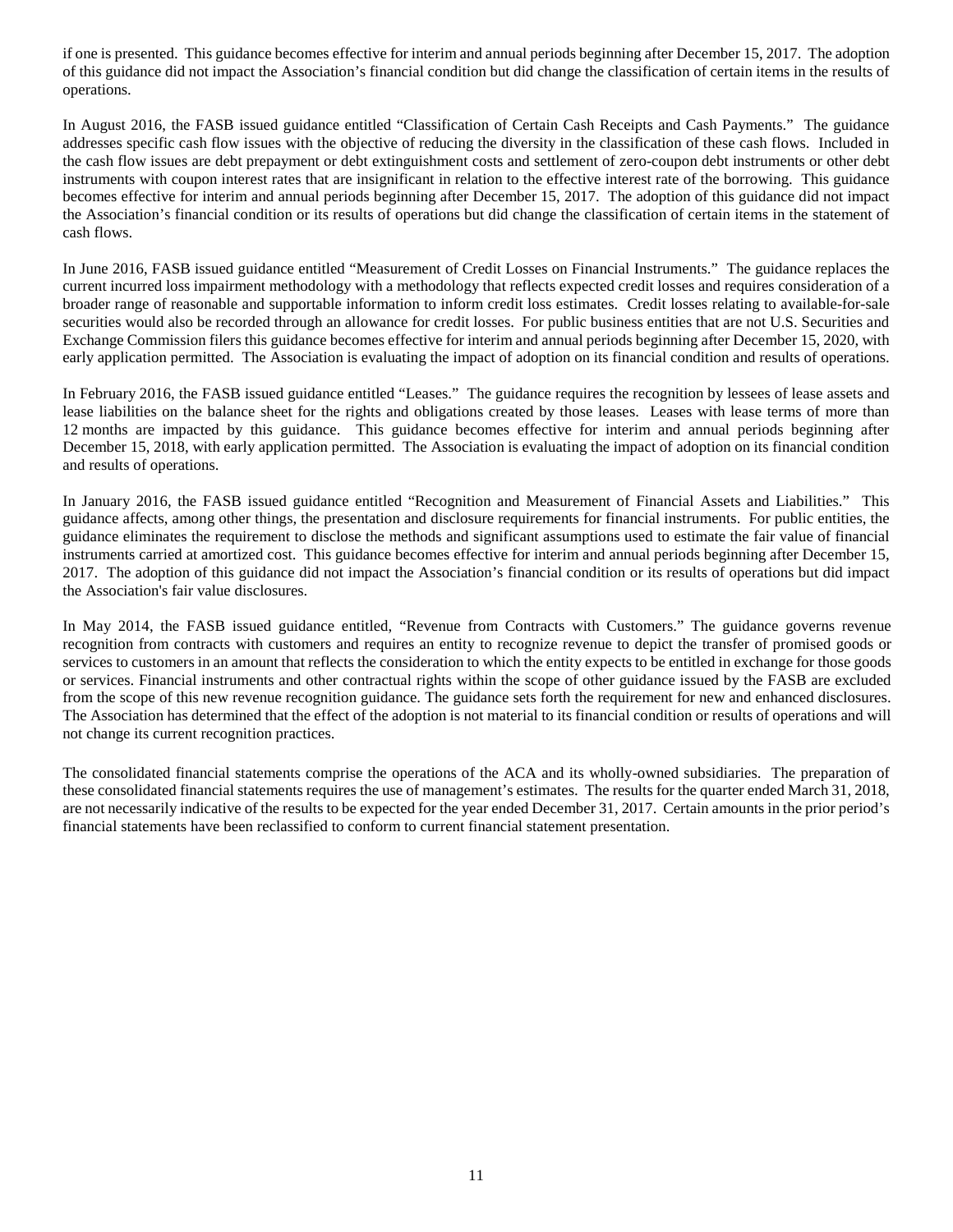if one is presented. This guidance becomes effective for interim and annual periods beginning after December 15, 2017. The adoption of this guidance did not impact the Association's financial condition but did change the classification of certain items in the results of operations.

In August 2016, the FASB issued guidance entitled "Classification of Certain Cash Receipts and Cash Payments." The guidance addresses specific cash flow issues with the objective of reducing the diversity in the classification of these cash flows. Included in the cash flow issues are debt prepayment or debt extinguishment costs and settlement of zero-coupon debt instruments or other debt instruments with coupon interest rates that are insignificant in relation to the effective interest rate of the borrowing. This guidance becomes effective for interim and annual periods beginning after December 15, 2017. The adoption of this guidance did not impact the Association's financial condition or its results of operations but did change the classification of certain items in the statement of cash flows.

In June 2016, FASB issued guidance entitled "Measurement of Credit Losses on Financial Instruments." The guidance replaces the current incurred loss impairment methodology with a methodology that reflects expected credit losses and requires consideration of a broader range of reasonable and supportable information to inform credit loss estimates. Credit losses relating to available-for-sale securities would also be recorded through an allowance for credit losses. For public business entities that are not U.S. Securities and Exchange Commission filers this guidance becomes effective for interim and annual periods beginning after December 15, 2020, with early application permitted. The Association is evaluating the impact of adoption on its financial condition and results of operations.

In February 2016, the FASB issued guidance entitled "Leases." The guidance requires the recognition by lessees of lease assets and lease liabilities on the balance sheet for the rights and obligations created by those leases. Leases with lease terms of more than 12 months are impacted by this guidance. This guidance becomes effective for interim and annual periods beginning after December 15, 2018, with early application permitted. The Association is evaluating the impact of adoption on its financial condition and results of operations.

In January 2016, the FASB issued guidance entitled "Recognition and Measurement of Financial Assets and Liabilities." This guidance affects, among other things, the presentation and disclosure requirements for financial instruments. For public entities, the guidance eliminates the requirement to disclose the methods and significant assumptions used to estimate the fair value of financial instruments carried at amortized cost. This guidance becomes effective for interim and annual periods beginning after December 15, 2017. The adoption of this guidance did not impact the Association's financial condition or its results of operations but did impact the Association's fair value disclosures.

In May 2014, the FASB issued guidance entitled, "Revenue from Contracts with Customers." The guidance governs revenue recognition from contracts with customers and requires an entity to recognize revenue to depict the transfer of promised goods or services to customers in an amount that reflects the consideration to which the entity expects to be entitled in exchange for those goods or services. Financial instruments and other contractual rights within the scope of other guidance issued by the FASB are excluded from the scope of this new revenue recognition guidance. The guidance sets forth the requirement for new and enhanced disclosures. The Association has determined that the effect of the adoption is not material to its financial condition or results of operations and will not change its current recognition practices.

The consolidated financial statements comprise the operations of the ACA and its wholly-owned subsidiaries. The preparation of these consolidated financial statements requires the use of management's estimates. The results for the quarter ended March 31, 2018, are not necessarily indicative of the results to be expected for the year ended December 31, 2017. Certain amounts in the prior period's financial statements have been reclassified to conform to current financial statement presentation.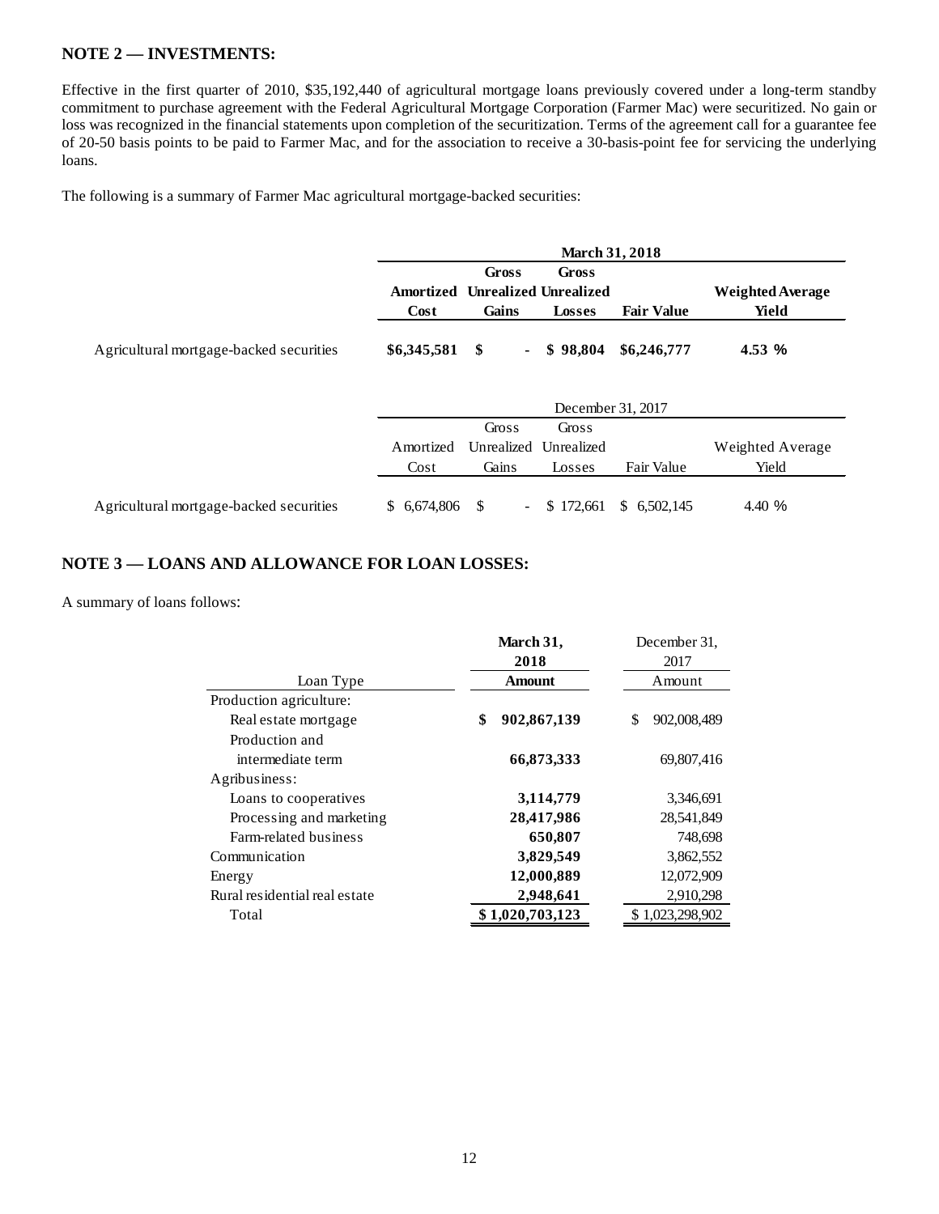## NOTE 2 — INVESTMENTS:

Effective in the first quarter of 2010, $35,192,440 of agricultural mortgage loans previously covered under a long-term standby commitment to purchase agreement with the Federal Agricultural Mortgage Corporation (Farmer Mac) were securitized. No gain or loss was recognized in the financial statements upon completion of the securitization. Terms of the agreement call for a guarantee fee of 20-50 basis points to be paid to Farmer Mac, and for the association to receive a 30-basis-point fee for servicing the underlying loans.

The following is a summary of Farmer Mac agricultural mortgage-backed securities:

| | **March 31, 2018** | | | | |
|---|---|---|---|---|---|
| | **Amortized Cost** | **Gross Unrealized Gains** | **Gross Unrealized Losses** | **Fair Value** | **Weighted Average Yield** |
| Agricultural mortgage-backed securities | **$6,345,581** | **$ -** | **$ 98,804** | **$6,246,777** | **4.53 %** |

| | December 31, 2017 | | | | |
|---|---|---|---|---|---|
| | Amortized Cost | Gross Unrealized Gains | Gross Unrealized Losses | Fair Value | Weighted Average Yield |
| Agricultural mortgage-backed securities | $ 6,674,806 | $ - | $ 172,661 | $ 6,502,145 | 4.40 % |

## NOTE 3 — LOANS AND ALLOWANCE FOR LOAN LOSSES:

A summary of loans follows:

| Loan Type | **March 31, 2018 Amount** | December 31, 2017 Amount |
|---|---|---|
| Production agriculture: | | |
| Real estate mortgage | **$ 902,867,139** | $ 902,008,489 |
| Production and intermediate term | **66,873,333** | 69,807,416 |
| Agribusiness: | | |
| Loans to cooperatives | **3,114,779** | 3,346,691 |
| Processing and marketing | **28,417,986** | 28,541,849 |
| Farm-related business | **650,807** | 748,698 |
| Communication | **3,829,549** | 3,862,552 |
| Energy | **12,000,889** | 12,072,909 |
| Rural residential real estate | **2,948,641** | 2,910,298 |
| Total | **$ 1,020,703,123** | $ 1,023,298,902 |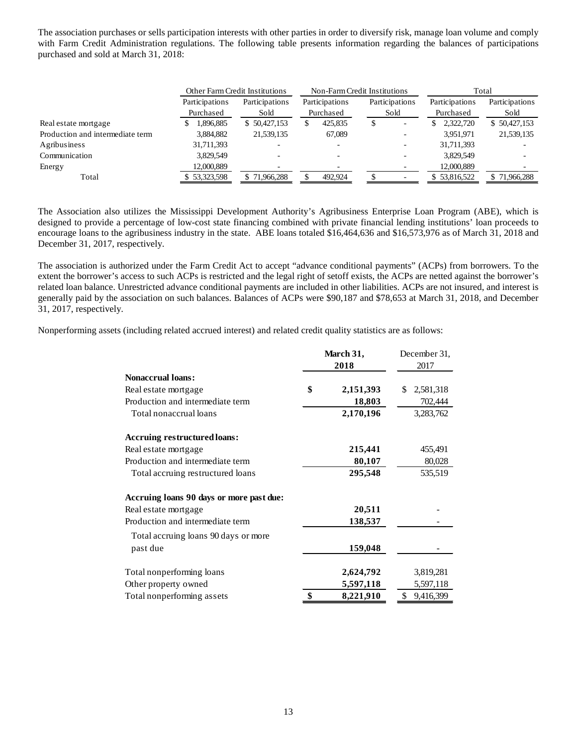The association purchases or sells participation interests with other parties in order to diversify risk, manage loan volume and comply with Farm Credit Administration regulations. The following table presents information regarding the balances of participations purchased and sold at March 31, 2018:

| | Other Farm Credit Institutions | | Non-Farm Credit Institutions | | Total | |
|---|---|---|---|---|---|---|
| | Participations Purchased | Participations Sold | Participations Purchased | Participations Sold | Participations Purchased | Participations Sold |
| Real estate mortgage | $ 1,896,885 | $ 50,427,153 | $ 425,835 | $ - | $ 2,322,720 | $ 50,427,153 |
| Production and intermediate term | 3,884,882 | 21,539,135 | 67,089 | - | 3,951,971 | 21,539,135 |
| Agribusiness | 31,711,393 | - | - | - | 31,711,393 | - |
| Communication | 3,829,549 | - | - | - | 3,829,549 | - |
| Energy | 12,000,889 | - | - | - | 12,000,889 | - |
| Total | $ 53,323,598 | $ 71,966,288 | $ 492,924 | $ - | $ 53,816,522 | $ 71,966,288 |

The Association also utilizes the Mississippi Development Authority's Agribusiness Enterprise Loan Program (ABE), which is designed to provide a percentage of low-cost state financing combined with private financial lending institutions' loan proceeds to encourage loans to the agribusiness industry in the state. ABE loans totaled $16,464,636 and $16,573,976 as of March 31, 2018 and December 31, 2017, respectively.

The association is authorized under the Farm Credit Act to accept "advance conditional payments" (ACPs) from borrowers. To the extent the borrower's access to such ACPs is restricted and the legal right of setoff exists, the ACPs are netted against the borrower's related loan balance. Unrestricted advance conditional payments are included in other liabilities. ACPs are not insured, and interest is generally paid by the association on such balances. Balances of ACPs were $90,187 and $78,653 at March 31, 2018, and December 31, 2017, respectively.

Nonperforming assets (including related accrued interest) and related credit quality statistics are as follows:

| | **March 31, 2018** | December 31, 2017 |
|---|---|---|
| **Nonaccrual loans:** | | |
| Real estate mortgage | **$ 2,151,393** | $ 2,581,318 |
| Production and intermediate term | **18,803** | 702,444 |
| Total nonaccrual loans | **2,170,196** | 3,283,762 |
| **Accruing restructured loans:** | | |
| Real estate mortgage | **215,441** | 455,491 |
| Production and intermediate term | **80,107** | 80,028 |
| Total accruing restructured loans | **295,548** | 535,519 |
| **Accruing loans 90 days or more past due:** | | |
| Real estate mortgage | **20,511** | - |
| Production and intermediate term | **138,537** | - |
| Total accruing loans 90 days or more past due | **159,048** | - |
| Total nonperforming loans | **2,624,792** | 3,819,281 |
| Other property owned | **5,597,118** | 5,597,118 |
| Total nonperforming assets | **$ 8,221,910** | $ 9,416,399 |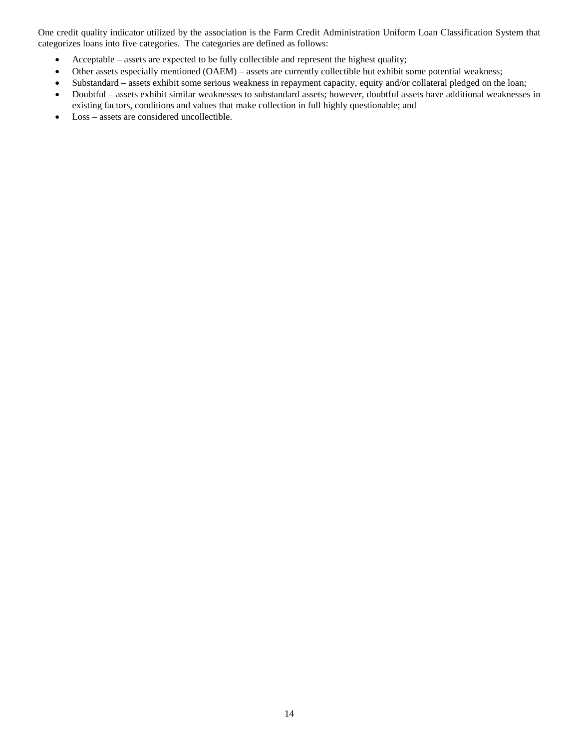One credit quality indicator utilized by the association is the Farm Credit Administration Uniform Loan Classification System that categorizes loans into five categories. The categories are defined as follows:

- Acceptable – assets are expected to be fully collectible and represent the highest quality;
- Other assets especially mentioned (OAEM) – assets are currently collectible but exhibit some potential weakness;
- Substandard – assets exhibit some serious weakness in repayment capacity, equity and/or collateral pledged on the loan;
- Doubtful – assets exhibit similar weaknesses to substandard assets; however, doubtful assets have additional weaknesses in existing factors, conditions and values that make collection in full highly questionable; and
- Loss – assets are considered uncollectible.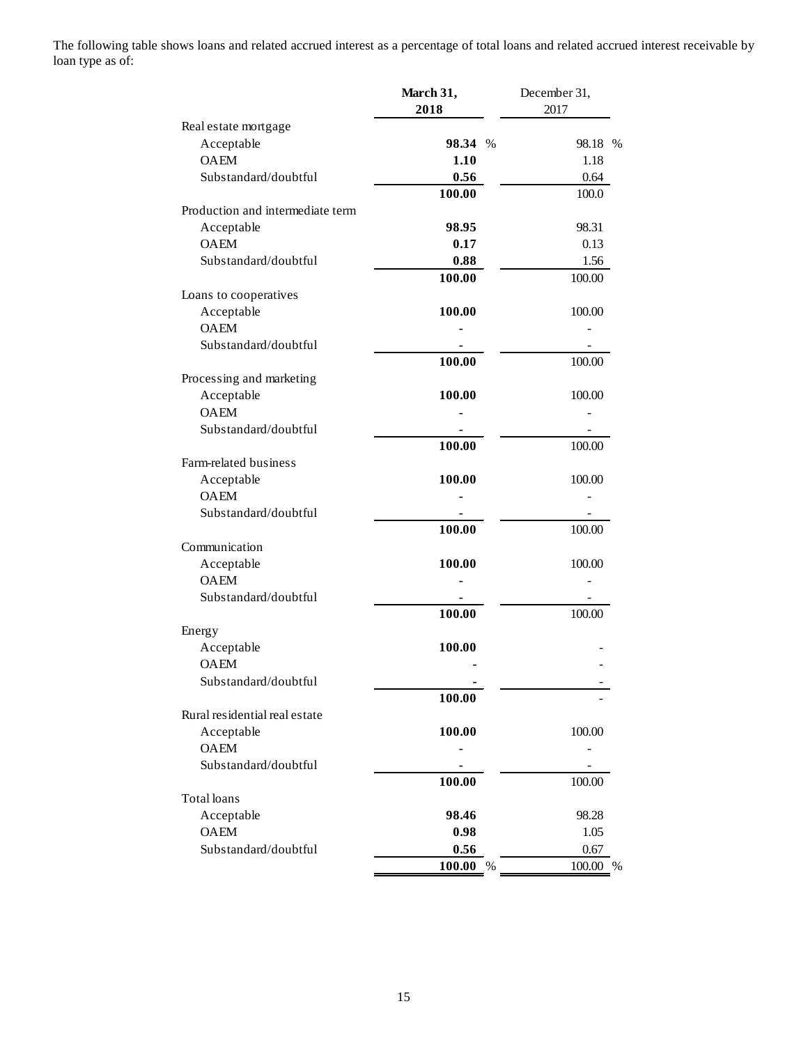The following table shows loans and related accrued interest as a percentage of total loans and related accrued interest receivable by loan type as of:

| | March 31, 2018 | December 31, 2017 |
|---|---|---|
| Real estate mortgage | | |
| Acceptable | **98.34** % | 98.18 % |
| OAEM | **1.10** | 1.18 |
| Substandard/doubtful | **0.56** | 0.64 |
| | **100.00** | 100.0 |
| Production and intermediate term | | |
| Acceptable | **98.95** | 98.31 |
| OAEM | **0.17** | 0.13 |
| Substandard/doubtful | **0.88** | 1.56 |
| | **100.00** | 100.00 |
| Loans to cooperatives | | |
| Acceptable | **100.00** | 100.00 |
| OAEM | **-** | - |
| Substandard/doubtful | **-** | - |
| | **100.00** | 100.00 |
| Processing and marketing | | |
| Acceptable | **100.00** | 100.00 |
| OAEM | **-** | - |
| Substandard/doubtful | **-** | - |
| | **100.00** | 100.00 |
| Farm-related business | | |
| Acceptable | **100.00** | 100.00 |
| OAEM | **-** | - |
| Substandard/doubtful | **-** | - |
| | **100.00** | 100.00 |
| Communication | | |
| Acceptable | **100.00** | 100.00 |
| OAEM | **-** | - |
| Substandard/doubtful | **-** | - |
| | **100.00** | 100.00 |
| Energy | | |
| Acceptable | **100.00** | - |
| OAEM | **-** | - |
| Substandard/doubtful | **-** | - |
| | **100.00** | - |
| Rural residential real estate | | |
| Acceptable | **100.00** | 100.00 |
| OAEM | **-** | - |
| Substandard/doubtful | **-** | - |
| | **100.00** | 100.00 |
| Total loans | | |
| Acceptable | **98.46** | 98.28 |
| OAEM | **0.98** | 1.05 |
| Substandard/doubtful | **0.56** | 0.67 |
| | **100.00** % | 100.00 % |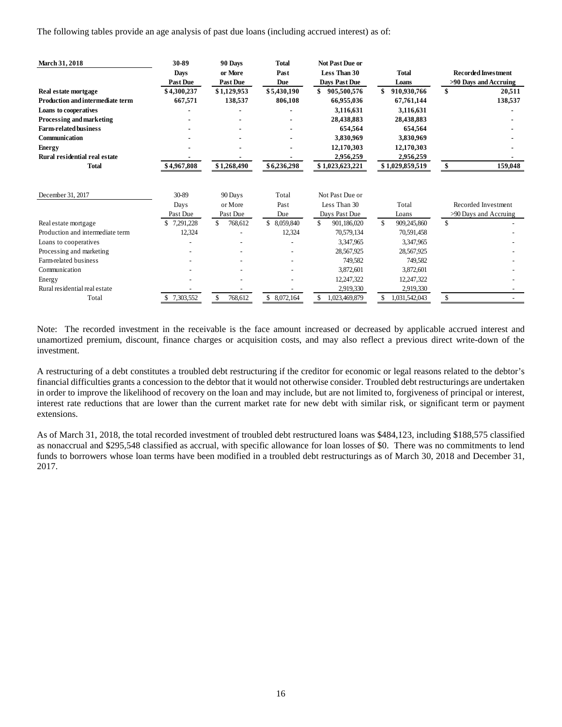The following tables provide an age analysis of past due loans (including accrued interest) as of:

| **March 31, 2018** | **30-89 Days Past Due** | **90 Days or More Past Due** | **Total Past Due** | **Not Past Due or Less Than 30 Days Past Due** | **Total Loans** | **Recorded Investment >90 Days and Accruing** |
|---|---|---|---|---|---|---|
| **Real estate mortgage** | **$4,300,237** | **$1,129,953** | **$5,430,190** | **$ 905,500,576** | **$ 910,930,766** | **$ 20,511** |
| **Production and intermediate term** | **667,571** | **138,537** | **806,108** | **66,955,036** | **67,761,144** | **138,537** |
| **Loans to cooperatives** | **-** | **-** | **-** | **3,116,631** | **3,116,631** | **-** |
| **Processing and marketing** | **-** | **-** | **-** | **28,438,883** | **28,438,883** | **-** |
| **Farm-related business** | **-** | **-** | **-** | **654,564** | **654,564** | **-** |
| **Communication** | **-** | **-** | **-** | **3,830,969** | **3,830,969** | **-** |
| **Energy** | **-** | **-** | **-** | **12,170,303** | **12,170,303** | **-** |
| **Rural residential real estate** | **-** | **-** | **-** | **2,956,259** | **2,956,259** | **-** |
| **Total** | **$4,967,808** | **$1,268,490** | **$6,236,298** | **$ 1,023,623,221** | **$ 1,029,859,519** | **$ 159,048** |

| December 31, 2017 | 30-89 Days Past Due | 90 Days or More Past Due | Total Past Due | Not Past Due or Less Than 30 Days Past Due | Total Loans | Recorded Investment >90 Days and Accruing |
|---|---|---|---|---|---|---|
| Real estate mortgage | $ 7,291,228 | $ 768,612 | $ 8,059,840 | $ 901,186,020 | $ 909,245,860 | $ - |
| Production and intermediate term | 12,324 | - | 12,324 | 70,579,134 | 70,591,458 | - |
| Loans to cooperatives | - | - | - | 3,347,965 | 3,347,965 | - |
| Processing and marketing | - | - | - | 28,567,925 | 28,567,925 | - |
| Farm-related business | - | - | - | 749,582 | 749,582 | - |
| Communication | - | - | - | 3,872,601 | 3,872,601 | - |
| Energy | - | - | - | 12,247,322 | 12,247,322 | - |
| Rural residential real estate | - | - | - | 2,919,330 | 2,919,330 | - |
| Total | $ 7,303,552 | $ 768,612 | $ 8,072,164 | $ 1,023,469,879 | $ 1,031,542,043 | $ - |

Note: The recorded investment in the receivable is the face amount increased or decreased by applicable accrued interest and unamortized premium, discount, finance charges or acquisition costs, and may also reflect a previous direct write-down of the investment.

A restructuring of a debt constitutes a troubled debt restructuring if the creditor for economic or legal reasons related to the debtor's financial difficulties grants a concession to the debtor that it would not otherwise consider. Troubled debt restructurings are undertaken in order to improve the likelihood of recovery on the loan and may include, but are not limited to, forgiveness of principal or interest, interest rate reductions that are lower than the current market rate for new debt with similar risk, or significant term or payment extensions.

As of March 31, 2018, the total recorded investment of troubled debt restructured loans was $484,123, including $188,575 classified as nonaccrual and $295,548 classified as accrual, with specific allowance for loan losses of $0. There was no commitments to lend funds to borrowers whose loan terms have been modified in a troubled debt restructurings as of March 30, 2018 and December 31, 2017.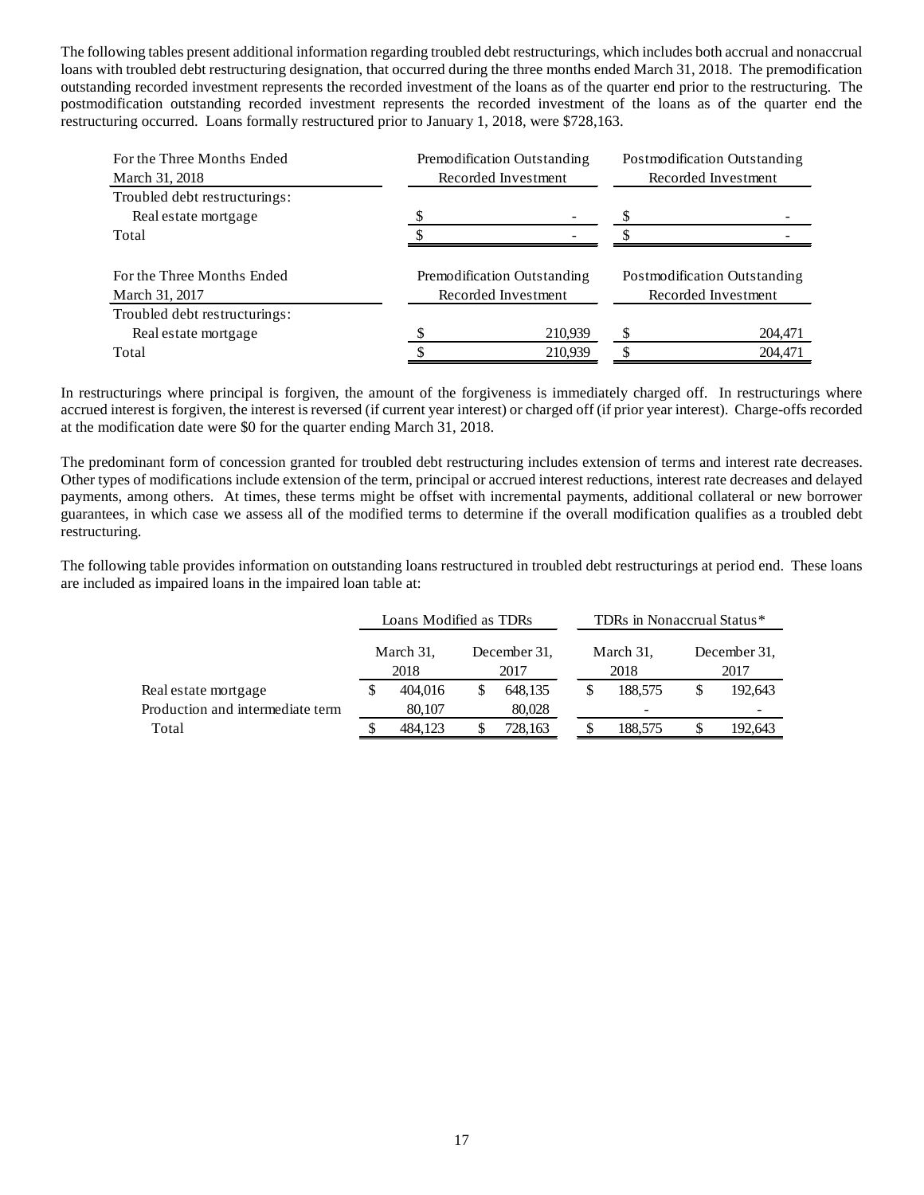The following tables present additional information regarding troubled debt restructurings, which includes both accrual and nonaccrual loans with troubled debt restructuring designation, that occurred during the three months ended March 31, 2018. The premodification outstanding recorded investment represents the recorded investment of the loans as of the quarter end prior to the restructuring. The postmodification outstanding recorded investment represents the recorded investment of the loans as of the quarter end the restructuring occurred. Loans formally restructured prior to January 1, 2018, were $728,163.

| For the Three Months Ended March 31, 2018 | Premodification Outstanding Recorded Investment | Postmodification Outstanding Recorded Investment |
|---|---|---|
| Troubled debt restructurings: | | |
| Real estate mortgage | $ - | $ - |
| Total | $ - | $ - |

| For the Three Months Ended March 31, 2017 | Premodification Outstanding Recorded Investment | Postmodification Outstanding Recorded Investment |
|---|---|---|
| Troubled debt restructurings: | | |
| Real estate mortgage | $ 210,939 | $ 204,471 |
| Total | $ 210,939 | $ 204,471 |

In restructurings where principal is forgiven, the amount of the forgiveness is immediately charged off. In restructurings where accrued interest is forgiven, the interest is reversed (if current year interest) or charged off (if prior year interest). Charge-offs recorded at the modification date were $0 for the quarter ending March 31, 2018.

The predominant form of concession granted for troubled debt restructuring includes extension of terms and interest rate decreases. Other types of modifications include extension of the term, principal or accrued interest reductions, interest rate decreases and delayed payments, among others. At times, these terms might be offset with incremental payments, additional collateral or new borrower guarantees, in which case we assess all of the modified terms to determine if the overall modification qualifies as a troubled debt restructuring.

The following table provides information on outstanding loans restructured in troubled debt restructurings at period end. These loans are included as impaired loans in the impaired loan table at:

| | Loans Modified as TDRs | | TDRs in Nonaccrual Status* | |
|---|---|---|---|---|
| | March 31, 2018 | December 31, 2017 | March 31, 2018 | December 31, 2017 |
| Real estate mortgage | $ 404,016 | $ 648,135 | $ 188,575 | $ 192,643 |
| Production and intermediate term | 80,107 | 80,028 | - | - |
| Total | $ 484,123 | $ 728,163 | $ 188,575 | $ 192,643 |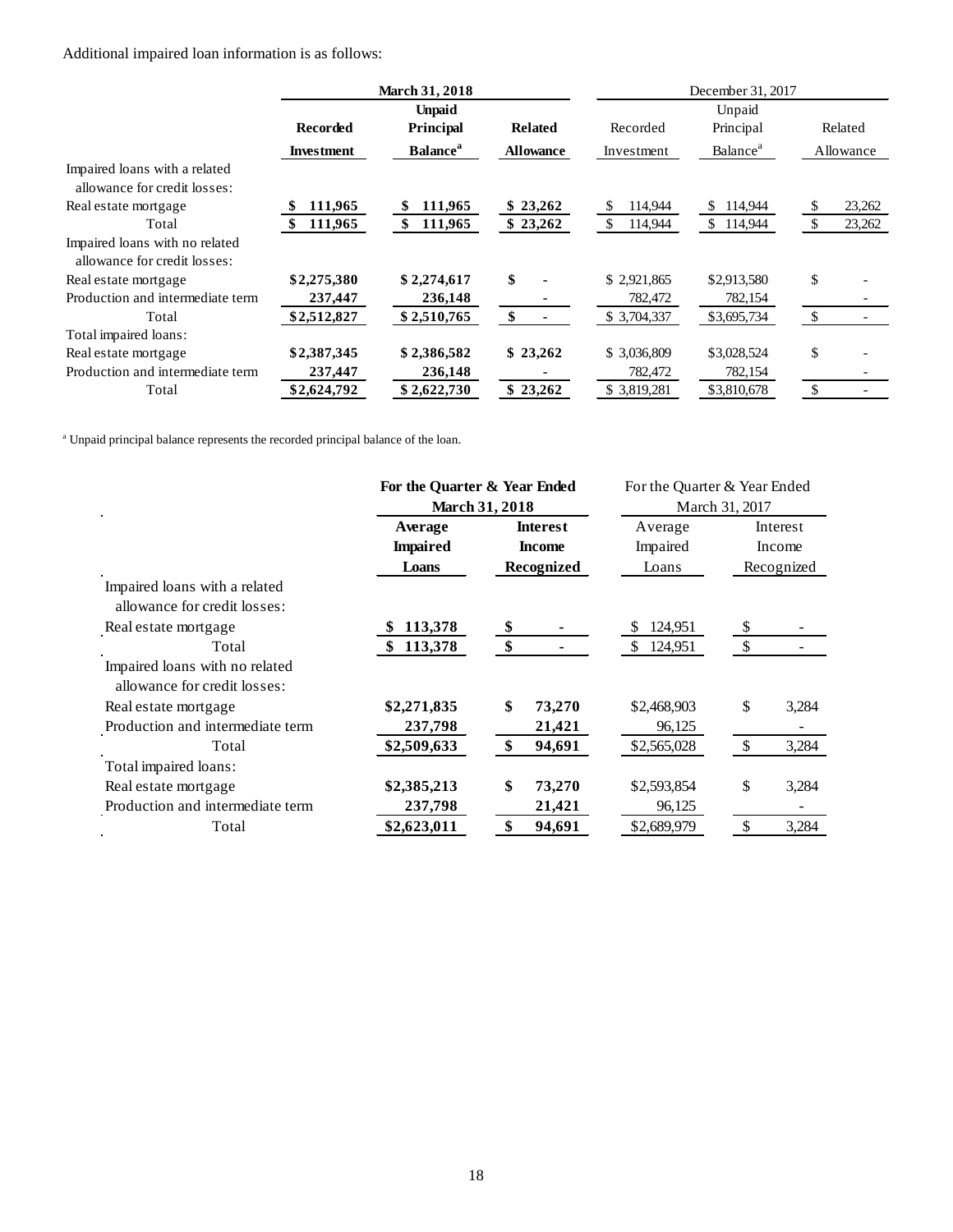Additional impaired loan information is as follows:

| | March 31, 2018 | | | December 31, 2017 | | |
|---|---|---|---|---|---|---|
| | Recorded Investment | Unpaid Principal Balance[a] | Related Allowance | Recorded Investment | Unpaid Principal Balance[a] | Related Allowance |
| Impaired loans with a related allowance for credit losses: | | | | | | |
| Real estate mortgage | $ 111,965 | $ 111,965 | $ 23,262 | $ 114,944 | $ 114,944 | $ 23,262 |
| Total | $ 111,965 | $ 111,965 | $ 23,262 | $ 114,944 | $ 114,944 | $ 23,262 |
| Impaired loans with no related allowance for credit losses: | | | | | | |
| Real estate mortgage | $2,275,380 | $ 2,274,617 | $ - | $ 2,921,865 | $2,913,580 | $ - |
| Production and intermediate term | 237,447 | 236,148 | - | 782,472 | 782,154 | - |
| Total | $2,512,827 | $ 2,510,765 | $ - | $ 3,704,337 | $3,695,734 | $ - |
| Total impaired loans: | | | | | | |
| Real estate mortgage | $2,387,345 | $ 2,386,582 | $ 23,262 | $ 3,036,809 | $3,028,524 | $ - |
| Production and intermediate term | 237,447 | 236,148 | - | 782,472 | 782,154 | - |
| Total | $2,624,792 | $ 2,622,730 | $ 23,262 | $ 3,819,281 | $3,810,678 | $ - |

[a] Unpaid principal balance represents the recorded principal balance of the loan.

| | For the Quarter & Year Ended March 31, 2018 | | For the Quarter & Year Ended March 31, 2017 | |
|---|---|---|---|---|
| | Average Impaired Loans | Interest Income Recognized | Average Impaired Loans | Interest Income Recognized |
| Impaired loans with a related allowance for credit losses: | | | | |
| Real estate mortgage | $ 113,378 | $ - | $ 124,951 | $ - |
| Total | $ 113,378 | $ - | $ 124,951 | $ - |
| Impaired loans with no related allowance for credit losses: | | | | |
| Real estate mortgage | $2,271,835 | $ 73,270 | $2,468,903 | $ 3,284 |
| Production and intermediate term | 237,798 | 21,421 | 96,125 | - |
| Total | $2,509,633 | $ 94,691 | $2,565,028 | $ 3,284 |
| Total impaired loans: | | | | |
| Real estate mortgage | $2,385,213 | $ 73,270 | $2,593,854 | $ 3,284 |
| Production and intermediate term | 237,798 | 21,421 | 96,125 | - |
| Total | $2,623,011 | $ 94,691 | $2,689,979 | $ 3,284 |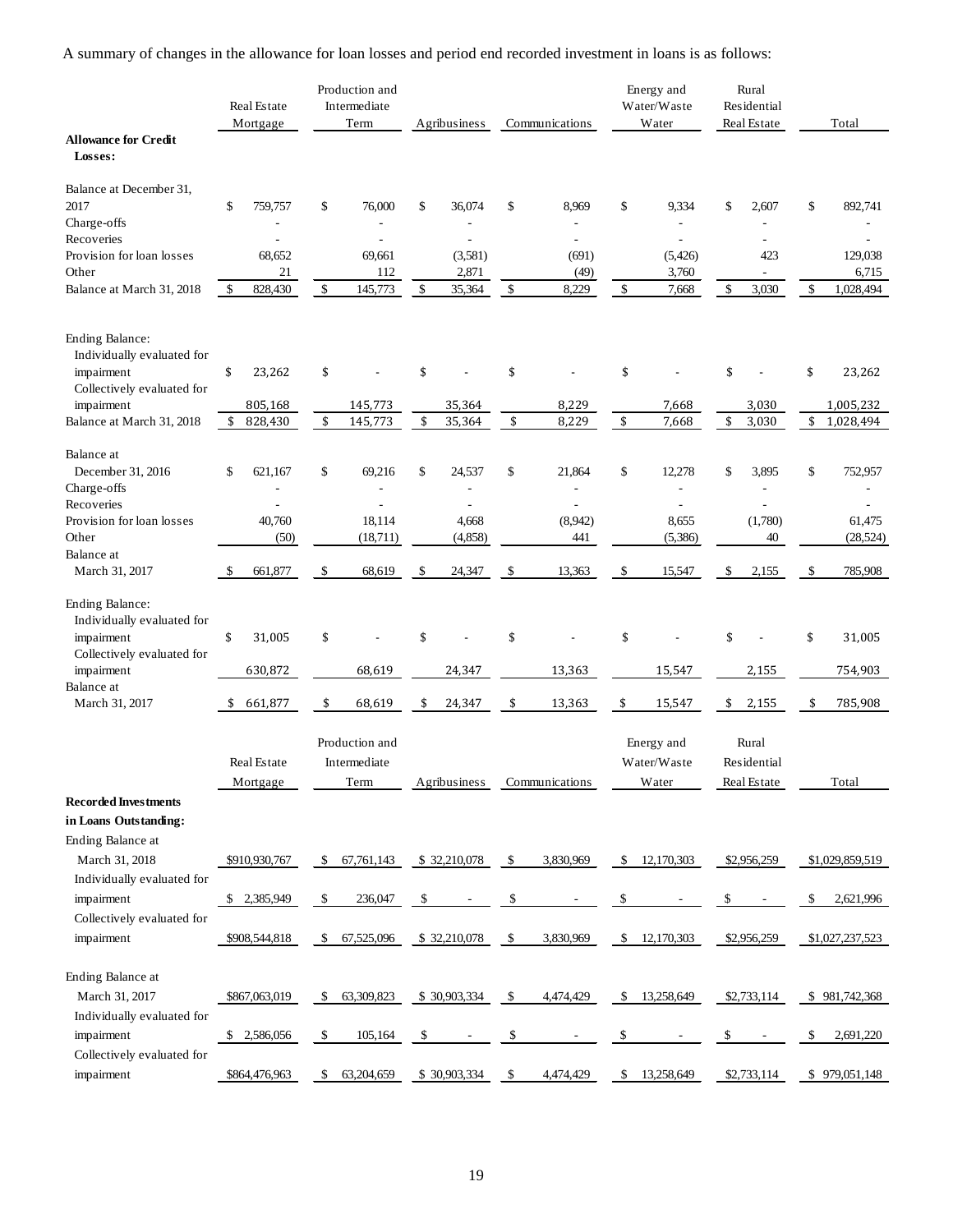A summary of changes in the allowance for loan losses and period end recorded investment in loans is as follows:

| | Real Estate Mortgage | Production and Intermediate Term | Agribusiness | Communications | Energy and Water/Waste Water | Rural Residential Real Estate | Total |
|---|---|---|---|---|---|---|---|
| **Allowance for Credit Losses:** | | | | | | | |
| Balance at December 31, 2017 | $ 759,757 | $ 76,000 | $ 36,074 | $ 8,969 | $ 9,334 | $ 2,607 | $ 892,741 |
| Charge-offs | - | - | - | - | - | - | - |
| Recoveries | - | - | - | - | - | - | - |
| Provision for loan losses | 68,652 | 69,661 | (3,581) | (691) | (5,426) | 423 | 129,038 |
| Other | 21 | 112 | 2,871 | (49) | 3,760 | - | 6,715 |
| Balance at March 31, 2018 | $ 828,430 | $ 145,773 | $ 35,364 | $ 8,229 | $ 7,668 | $ 3,030 | $ 1,028,494 |
| Ending Balance: | | | | | | | |
| Individually evaluated for impairment | $ 23,262 | $ - | $ - | $ - | $ - | $ - | $ 23,262 |
| Collectively evaluated for impairment | 805,168 | 145,773 | 35,364 | 8,229 | 7,668 | 3,030 | 1,005,232 |
| Balance at March 31, 2018 | $ 828,430 | $ 145,773 | $ 35,364 | $ 8,229 | $ 7,668 | $ 3,030 | $ 1,028,494 |
| Balance at December 31, 2016 | $ 621,167 | $ 69,216 | $ 24,537 | $ 21,864 | $ 12,278 | $ 3,895 | $ 752,957 |
| Charge-offs | - | - | - | - | - | - | - |
| Recoveries | - | - | - | - | - | - | - |
| Provision for loan losses | 40,760 | 18,114 | 4,668 | (8,942) | 8,655 | (1,780) | 61,475 |
| Other | (50) | (18,711) | (4,858) | 441 | (5,386) | 40 | (28,524) |
| Balance at March 31, 2017 | $ 661,877 | $ 68,619 | $ 24,347 | $ 13,363 | $ 15,547 | $ 2,155 | $ 785,908 |
| Ending Balance: | | | | | | | |
| Individually evaluated for impairment | $ 31,005 | $ - | $ - | $ - | $ - | $ - | $ 31,005 |
| Collectively evaluated for impairment | 630,872 | 68,619 | 24,347 | 13,363 | 15,547 | 2,155 | 754,903 |
| Balance at March 31, 2017 | $ 661,877 | $ 68,619 | $ 24,347 | $ 13,363 | $ 15,547 | $ 2,155 | $ 785,908 |

| | Real Estate Mortgage | Production and Intermediate Term | Agribusiness | Communications | Energy and Water/Waste Water | Rural Residential Real Estate | Total |
|---|---|---|---|---|---|---|---|
| **Recorded Investments in Loans Outstanding:** | | | | | | | |
| Ending Balance at March 31, 2018 | $910,930,767 | $ 67,761,143 | $ 32,210,078 | $ 3,830,969 | $ 12,170,303 | $2,956,259 | $1,029,859,519 |
| Individually evaluated for impairment | $ 2,385,949 | $ 236,047 | $ - | $ - | $ - | $ - | $ 2,621,996 |
| Collectively evaluated for impairment | $908,544,818 | $ 67,525,096 | $ 32,210,078 | $ 3,830,969 | $ 12,170,303 | $2,956,259 | $1,027,237,523 |
| Ending Balance at March 31, 2017 | $867,063,019 | $ 63,309,823 | $ 30,903,334 | $ 4,474,429 | $ 13,258,649 | $2,733,114 | $ 981,742,368 |
| Individually evaluated for impairment | $ 2,586,056 | $ 105,164 | $ - | $ - | $ - | $ - | $ 2,691,220 |
| Collectively evaluated for impairment | $864,476,963 | $ 63,204,659 | $ 30,903,334 | $ 4,474,429 | $ 13,258,649 | $2,733,114 | $ 979,051,148 |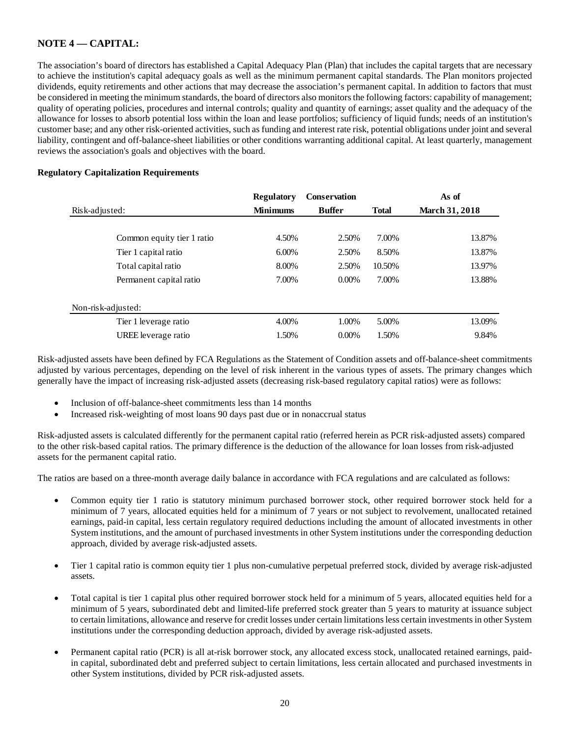## NOTE 4 — CAPITAL:

The association's board of directors has established a Capital Adequacy Plan (Plan) that includes the capital targets that are necessary to achieve the institution's capital adequacy goals as well as the minimum permanent capital standards. The Plan monitors projected dividends, equity retirements and other actions that may decrease the association's permanent capital. In addition to factors that must be considered in meeting the minimum standards, the board of directors also monitors the following factors: capability of management; quality of operating policies, procedures and internal controls; quality and quantity of earnings; asset quality and the adequacy of the allowance for losses to absorb potential loss within the loan and lease portfolios; sufficiency of liquid funds; needs of an institution's customer base; and any other risk-oriented activities, such as funding and interest rate risk, potential obligations under joint and several liability, contingent and off-balance-sheet liabilities or other conditions warranting additional capital. At least quarterly, management reviews the association's goals and objectives with the board.

**Regulatory Capitalization Requirements**

| Risk-adjusted: | Regulatory Minimums | Conservation Buffer | Total | As of March 31, 2018 |
|---|---|---|---|---|
| Common equity tier 1 ratio | 4.50% | 2.50% | 7.00% | 13.87% |
| Tier 1 capital ratio | 6.00% | 2.50% | 8.50% | 13.87% |
| Total capital ratio | 8.00% | 2.50% | 10.50% | 13.97% |
| Permanent capital ratio | 7.00% | 0.00% | 7.00% | 13.88% |
| **Non-risk-adjusted:** | | | | |
| Tier 1 leverage ratio | 4.00% | 1.00% | 5.00% | 13.09% |
| UREE leverage ratio | 1.50% | 0.00% | 1.50% | 9.84% |

Risk-adjusted assets have been defined by FCA Regulations as the Statement of Condition assets and off-balance-sheet commitments adjusted by various percentages, depending on the level of risk inherent in the various types of assets. The primary changes which generally have the impact of increasing risk-adjusted assets (decreasing risk-based regulatory capital ratios) were as follows:

- Inclusion of off-balance-sheet commitments less than 14 months
- Increased risk-weighting of most loans 90 days past due or in nonaccrual status

Risk-adjusted assets is calculated differently for the permanent capital ratio (referred herein as PCR risk-adjusted assets) compared to the other risk-based capital ratios. The primary difference is the deduction of the allowance for loan losses from risk-adjusted assets for the permanent capital ratio.

The ratios are based on a three-month average daily balance in accordance with FCA regulations and are calculated as follows:

- Common equity tier 1 ratio is statutory minimum purchased borrower stock, other required borrower stock held for a minimum of 7 years, allocated equities held for a minimum of 7 years or not subject to revolvement, unallocated retained earnings, paid-in capital, less certain regulatory required deductions including the amount of allocated investments in other System institutions, and the amount of purchased investments in other System institutions under the corresponding deduction approach, divided by average risk-adjusted assets.

- Tier 1 capital ratio is common equity tier 1 plus non-cumulative perpetual preferred stock, divided by average risk-adjusted assets.

- Total capital is tier 1 capital plus other required borrower stock held for a minimum of 5 years, allocated equities held for a minimum of 5 years, subordinated debt and limited-life preferred stock greater than 5 years to maturity at issuance subject to certain limitations, allowance and reserve for credit losses under certain limitations less certain investments in other System institutions under the corresponding deduction approach, divided by average risk-adjusted assets.

- Permanent capital ratio (PCR) is all at-risk borrower stock, any allocated excess stock, unallocated retained earnings, paid-in capital, subordinated debt and preferred subject to certain limitations, less certain allocated and purchased investments in other System institutions, divided by PCR risk-adjusted assets.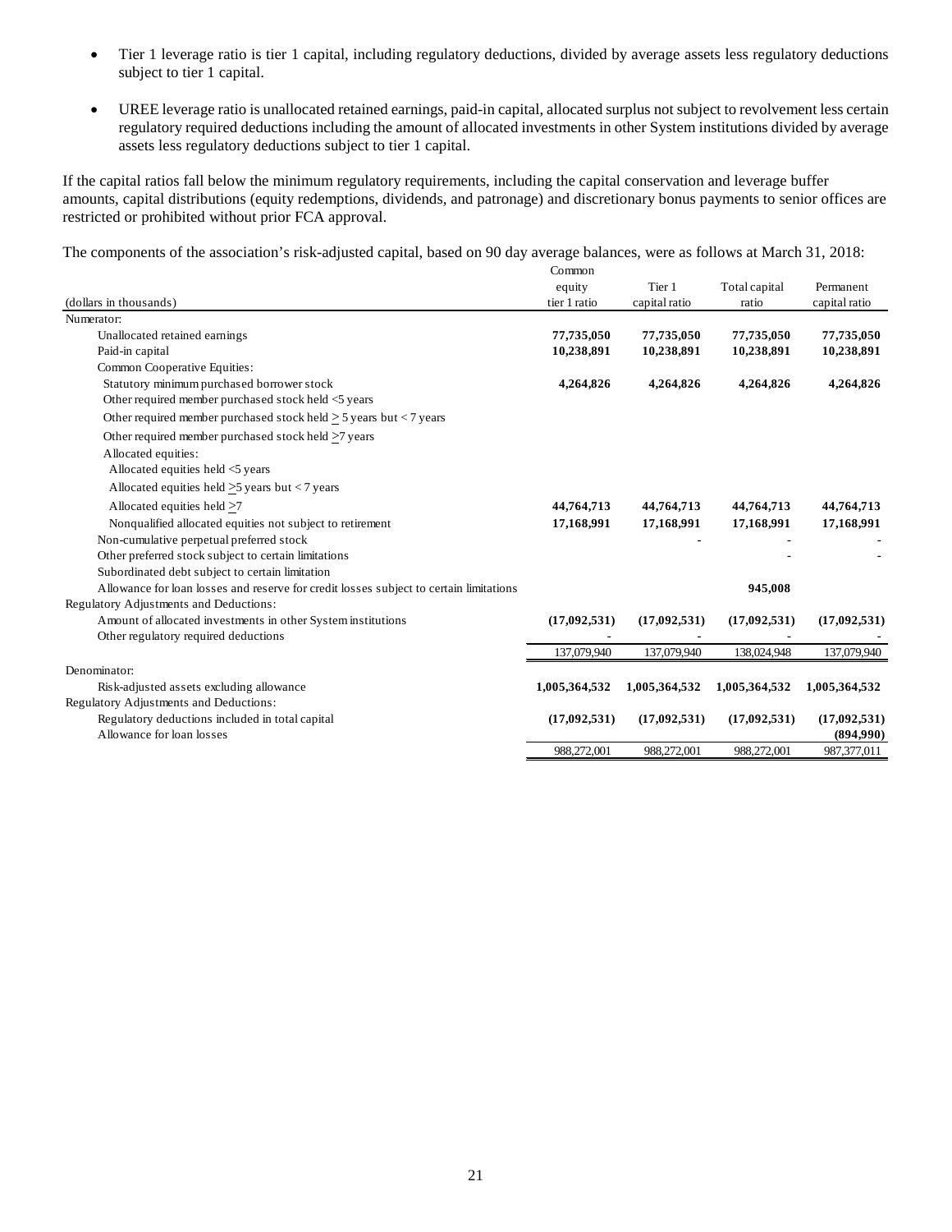- Tier 1 leverage ratio is tier 1 capital, including regulatory deductions, divided by average assets less regulatory deductions subject to tier 1 capital.

- UREE leverage ratio is unallocated retained earnings, paid-in capital, allocated surplus not subject to revolvement less certain regulatory required deductions including the amount of allocated investments in other System institutions divided by average assets less regulatory deductions subject to tier 1 capital.

If the capital ratios fall below the minimum regulatory requirements, including the capital conservation and leverage buffer amounts, capital distributions (equity redemptions, dividends, and patronage) and discretionary bonus payments to senior offices are restricted or prohibited without prior FCA approval.

The components of the association's risk-adjusted capital, based on 90 day average balances, were as follows at March 31, 2018:

| (dollars in thousands) | Common equity tier 1 ratio | Tier 1 capital ratio | Total capital ratio | Permanent capital ratio |
|---|---|---|---|---|
| Numerator: | | | | |
| Unallocated retained earnings | **77,735,050** | **77,735,050** | **77,735,050** | **77,735,050** |
| Paid-in capital | **10,238,891** | **10,238,891** | **10,238,891** | **10,238,891** |
| Common Cooperative Equities: | | | | |
| Statutory minimum purchased borrower stock | **4,264,826** | **4,264,826** | **4,264,826** | **4,264,826** |
| Other required member purchased stock held <5 years | | | | |
| Other required member purchased stock held ≥ 5 years but < 7 years | | | | |
| Other required member purchased stock held ≥7 years | | | | |
| Allocated equities: | | | | |
| Allocated equities held <5 years | | | | |
| Allocated equities held ≥5 years but < 7 years | | | | |
| Allocated equities held ≥7 | **44,764,713** | **44,764,713** | **44,764,713** | **44,764,713** |
| Nonqualified allocated equities not subject to retirement | **17,168,991** | **17,168,991** | **17,168,991** | **17,168,991** |
| Non-cumulative perpetual preferred stock | | **-** | **-** | **-** |
| Other preferred stock subject to certain limitations | | | **-** | **-** |
| Subordinated debt subject to certain limitation | | | | |
| Allowance for loan losses and reserve for credit losses subject to certain limitations | | | **945,008** | |
| Regulatory Adjustments and Deductions: | | | | |
| Amount of allocated investments in other System institutions | **(17,092,531)** | **(17,092,531)** | **(17,092,531)** | **(17,092,531)** |
| Other regulatory required deductions | **-** | **-** | **-** | **-** |
| | 137,079,940 | 137,079,940 | 138,024,948 | 137,079,940 |
| Denominator: | | | | |
| Risk-adjusted assets excluding allowance | **1,005,364,532** | **1,005,364,532** | **1,005,364,532** | **1,005,364,532** |
| Regulatory Adjustments and Deductions: | | | | |
| Regulatory deductions included in total capital | **(17,092,531)** | **(17,092,531)** | **(17,092,531)** | **(17,092,531)** |
| Allowance for loan losses | | | | **(894,990)** |
| | 988,272,001 | 988,272,001 | 988,272,001 | 987,377,011 |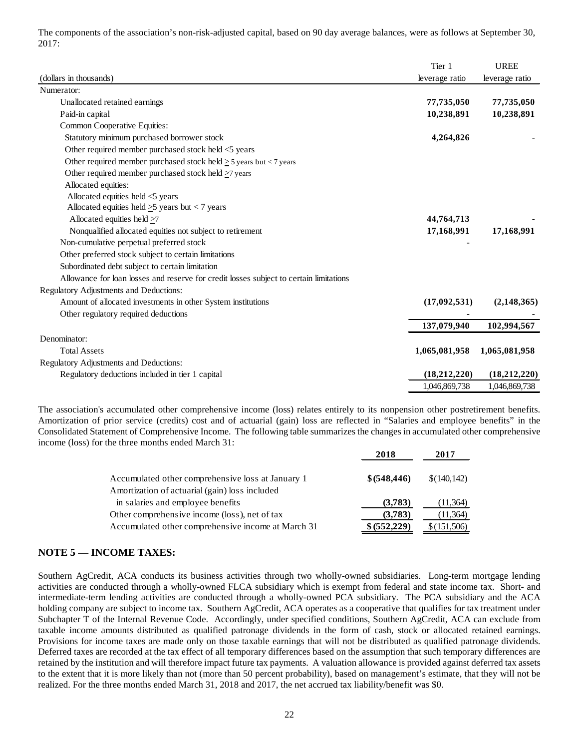The components of the association's non-risk-adjusted capital, based on 90 day average balances, were as follows at September 30, 2017:

| (dollars in thousands) | Tier 1 leverage ratio | UREE leverage ratio |
|---|---|---|
| Numerator: | | |
| Unallocated retained earnings | **77,735,050** | **77,735,050** |
| Paid-in capital | **10,238,891** | **10,238,891** |
| Common Cooperative Equities: | | |
| Statutory minimum purchased borrower stock | **4,264,826** | - |
| Other required member purchased stock held <5 years | | |
| Other required member purchased stock held ≥ 5 years but < 7 years | | |
| Other required member purchased stock held ≥7 years | | |
| Allocated equities: | | |
| Allocated equities held <5 years | | |
| Allocated equities held ≥5 years but < 7 years | | |
| Allocated equities held ≥7 | **44,764,713** | - |
| Nonqualified allocated equities not subject to retirement | **17,168,991** | **17,168,991** |
| Non-cumulative perpetual preferred stock | - | |
| Other preferred stock subject to certain limitations | | |
| Subordinated debt subject to certain limitation | | |
| Allowance for loan losses and reserve for credit losses subject to certain limitations | | |
| Regulatory Adjustments and Deductions: | | |
| Amount of allocated investments in other System institutions | **(17,092,531)** | **(2,148,365)** |
| Other regulatory required deductions | - | - |
| | **137,079,940** | **102,994,567** |
| Denominator: | | |
| Total Assets | **1,065,081,958** | **1,065,081,958** |
| Regulatory Adjustments and Deductions: | | |
| Regulatory deductions included in tier 1 capital | **(18,212,220)** | **(18,212,220)** |
| | 1,046,869,738 | 1,046,869,738 |

The association's accumulated other comprehensive income (loss) relates entirely to its nonpension other postretirement benefits. Amortization of prior service (credits) cost and of actuarial (gain) loss are reflected in "Salaries and employee benefits" in the Consolidated Statement of Comprehensive Income. The following table summarizes the changes in accumulated other comprehensive income (loss) for the three months ended March 31:

| | 2018 | 2017 |
|---|---|---|
| Accumulated other comprehensive loss at January 1 | **$(548,446)** | $(140,142) |
| Amortization of actuarial (gain) loss included in salaries and employee benefits | **(3,783)** | (11,364) |
| Other comprehensive income (loss), net of tax | **(3,783)** | (11,364) |
| Accumulated other comprehensive income at March 31 | **$ (552,229)** | $(151,506) |

## NOTE 5 — INCOME TAXES:

Southern AgCredit, ACA conducts its business activities through two wholly-owned subsidiaries. Long-term mortgage lending activities are conducted through a wholly-owned FLCA subsidiary which is exempt from federal and state income tax. Short- and intermediate-term lending activities are conducted through a wholly-owned PCA subsidiary. The PCA subsidiary and the ACA holding company are subject to income tax. Southern AgCredit, ACA operates as a cooperative that qualifies for tax treatment under Subchapter T of the Internal Revenue Code. Accordingly, under specified conditions, Southern AgCredit, ACA can exclude from taxable income amounts distributed as qualified patronage dividends in the form of cash, stock or allocated retained earnings. Provisions for income taxes are made only on those taxable earnings that will not be distributed as qualified patronage dividends. Deferred taxes are recorded at the tax effect of all temporary differences based on the assumption that such temporary differences are retained by the institution and will therefore impact future tax payments. A valuation allowance is provided against deferred tax assets to the extent that it is more likely than not (more than 50 percent probability), based on management's estimate, that they will not be realized. For the three months ended March 31, 2018 and 2017, the net accrued tax liability/benefit was $0.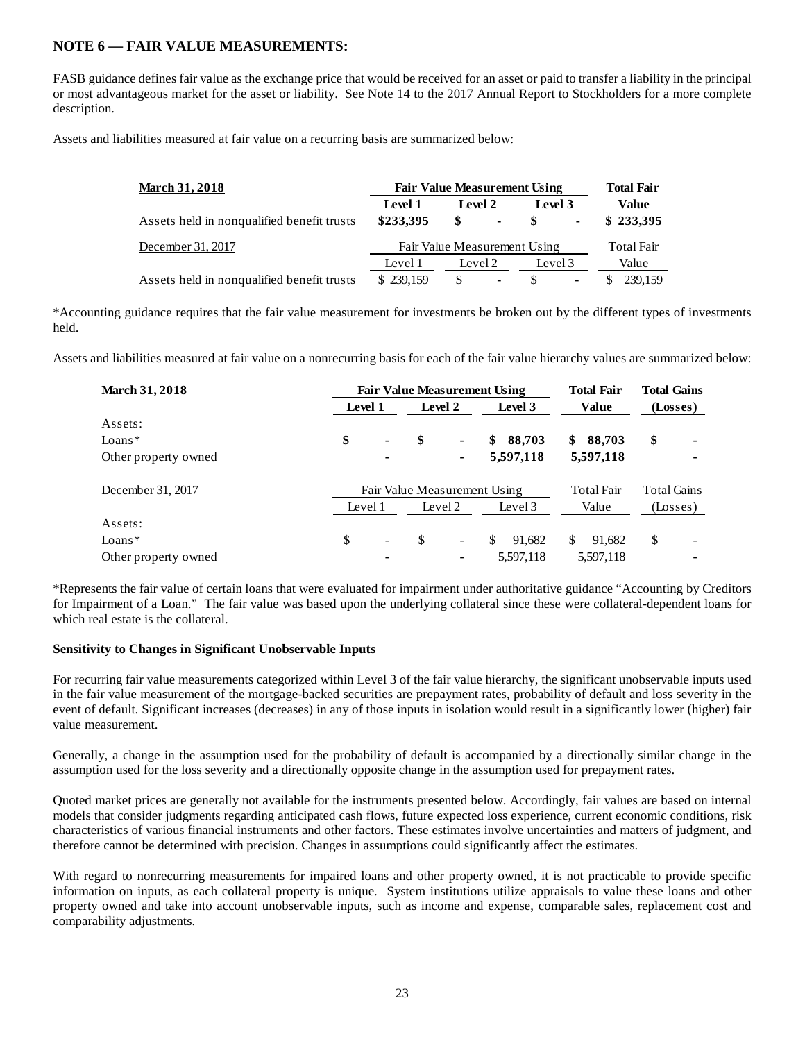## NOTE 6 — FAIR VALUE MEASUREMENTS:

FASB guidance defines fair value as the exchange price that would be received for an asset or paid to transfer a liability in the principal or most advantageous market for the asset or liability. See Note 14 to the 2017 Annual Report to Stockholders for a more complete description.

Assets and liabilities measured at fair value on a recurring basis are summarized below:

| **March 31, 2018** | **Fair Value Measurement Using** | | | **Total Fair** |
|---|---|---|---|---|
| | **Level 1** | **Level 2** | **Level 3** | **Value** |
| Assets held in nonqualified benefit trusts | **$233,395** | **$ -** | **$ -** | **$ 233,395** |
| December 31, 2017 | Fair Value Measurement Using | | | Total Fair |
| | Level 1 | Level 2 | Level 3 | Value |
| Assets held in nonqualified benefit trusts | $ 239,159 | $ - | $ - | $ 239,159 |

*Accounting guidance requires that the fair value measurement for investments be broken out by the different types of investments held.

Assets and liabilities measured at fair value on a nonrecurring basis for each of the fair value hierarchy values are summarized below:

| **March 31, 2018** | **Fair Value Measurement Using** | | | **Total Fair** | **Total Gains** |
|---|---|---|---|---|---|
| | **Level 1** | **Level 2** | **Level 3** | **Value** | **(Losses)** |
| Assets: | | | | | |
| Loans* | **$ -** | **$ -** | **$ 88,703** | **$ 88,703** | **$ -** |
| Other property owned | **-** | **-** | **5,597,118** | **5,597,118** | **-** |
| December 31, 2017 | Fair Value Measurement Using | | | Total Fair | Total Gains |
| | Level 1 | Level 2 | Level 3 | Value | (Losses) |
| Assets: | | | | | |
| Loans* | $ - | $ - | $ 91,682 | $ 91,682 | $ - |
| Other property owned | - | - | 5,597,118 | 5,597,118 | - |

*Represents the fair value of certain loans that were evaluated for impairment under authoritative guidance "Accounting by Creditors for Impairment of a Loan." The fair value was based upon the underlying collateral since these were collateral-dependent loans for which real estate is the collateral.

**Sensitivity to Changes in Significant Unobservable Inputs**

For recurring fair value measurements categorized within Level 3 of the fair value hierarchy, the significant unobservable inputs used in the fair value measurement of the mortgage-backed securities are prepayment rates, probability of default and loss severity in the event of default. Significant increases (decreases) in any of those inputs in isolation would result in a significantly lower (higher) fair value measurement.

Generally, a change in the assumption used for the probability of default is accompanied by a directionally similar change in the assumption used for the loss severity and a directionally opposite change in the assumption used for prepayment rates.

Quoted market prices are generally not available for the instruments presented below. Accordingly, fair values are based on internal models that consider judgments regarding anticipated cash flows, future expected loss experience, current economic conditions, risk characteristics of various financial instruments and other factors. These estimates involve uncertainties and matters of judgment, and therefore cannot be determined with precision. Changes in assumptions could significantly affect the estimates.

With regard to nonrecurring measurements for impaired loans and other property owned, it is not practicable to provide specific information on inputs, as each collateral property is unique. System institutions utilize appraisals to value these loans and other property owned and take into account unobservable inputs, such as income and expense, comparable sales, replacement cost and comparability adjustments.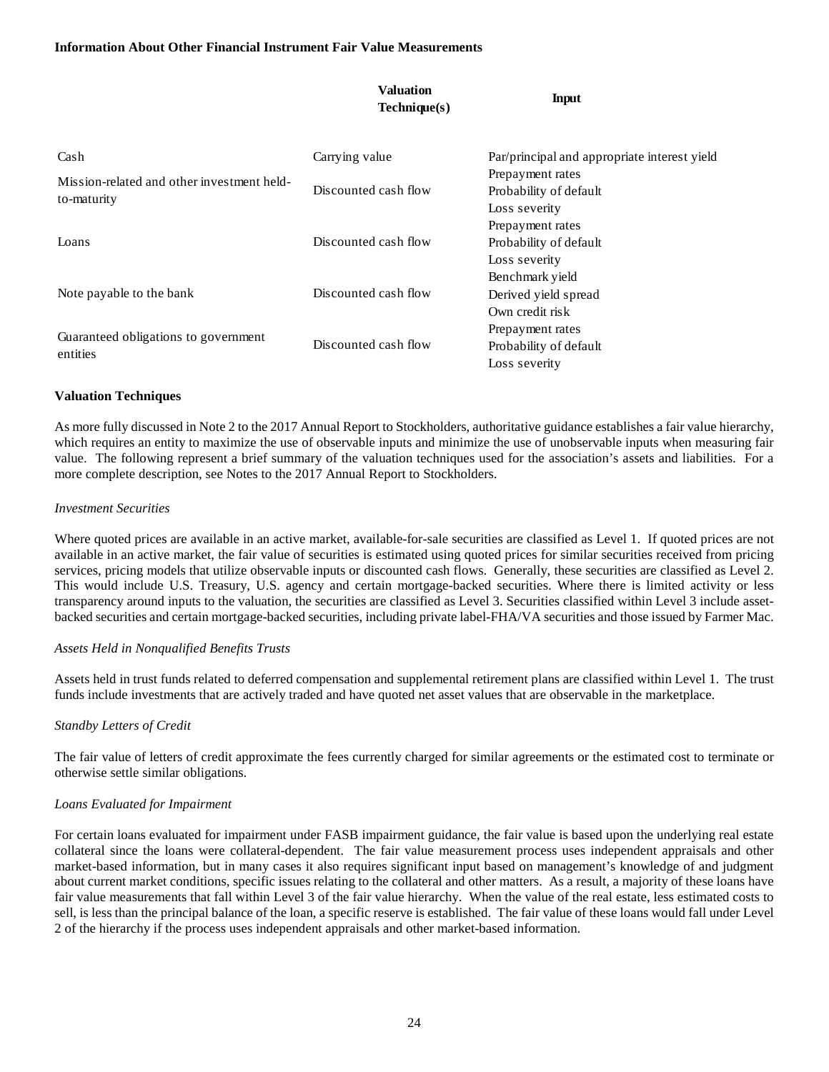**Information About Other Financial Instrument Fair Value Measurements**

| | Valuation Technique(s) | Input |
|---|---|---|
| Cash | Carrying value | Par/principal and appropriate interest yield |
| Mission-related and other investment held-to-maturity | Discounted cash flow | Prepayment rates<br>Probability of default<br>Loss severity |
| Loans | Discounted cash flow | Prepayment rates<br>Probability of default<br>Loss severity |
| Note payable to the bank | Discounted cash flow | Benchmark yield<br>Derived yield spread<br>Own credit risk |
| Guaranteed obligations to government entities | Discounted cash flow | Prepayment rates<br>Probability of default<br>Loss severity |

**Valuation Techniques**

As more fully discussed in Note 2 to the 2017 Annual Report to Stockholders, authoritative guidance establishes a fair value hierarchy, which requires an entity to maximize the use of observable inputs and minimize the use of unobservable inputs when measuring fair value. The following represent a brief summary of the valuation techniques used for the association's assets and liabilities. For a more complete description, see Notes to the 2017 Annual Report to Stockholders.

*Investment Securities*

Where quoted prices are available in an active market, available-for-sale securities are classified as Level 1. If quoted prices are not available in an active market, the fair value of securities is estimated using quoted prices for similar securities received from pricing services, pricing models that utilize observable inputs or discounted cash flows. Generally, these securities are classified as Level 2. This would include U.S. Treasury, U.S. agency and certain mortgage-backed securities. Where there is limited activity or less transparency around inputs to the valuation, the securities are classified as Level 3. Securities classified within Level 3 include asset-backed securities and certain mortgage-backed securities, including private label-FHA/VA securities and those issued by Farmer Mac.

*Assets Held in Nonqualified Benefits Trusts*

Assets held in trust funds related to deferred compensation and supplemental retirement plans are classified within Level 1. The trust funds include investments that are actively traded and have quoted net asset values that are observable in the marketplace.

*Standby Letters of Credit*

The fair value of letters of credit approximate the fees currently charged for similar agreements or the estimated cost to terminate or otherwise settle similar obligations.

*Loans Evaluated for Impairment*

For certain loans evaluated for impairment under FASB impairment guidance, the fair value is based upon the underlying real estate collateral since the loans were collateral-dependent. The fair value measurement process uses independent appraisals and other market-based information, but in many cases it also requires significant input based on management's knowledge of and judgment about current market conditions, specific issues relating to the collateral and other matters. As a result, a majority of these loans have fair value measurements that fall within Level 3 of the fair value hierarchy. When the value of the real estate, less estimated costs to sell, is less than the principal balance of the loan, a specific reserve is established. The fair value of these loans would fall under Level 2 of the hierarchy if the process uses independent appraisals and other market-based information.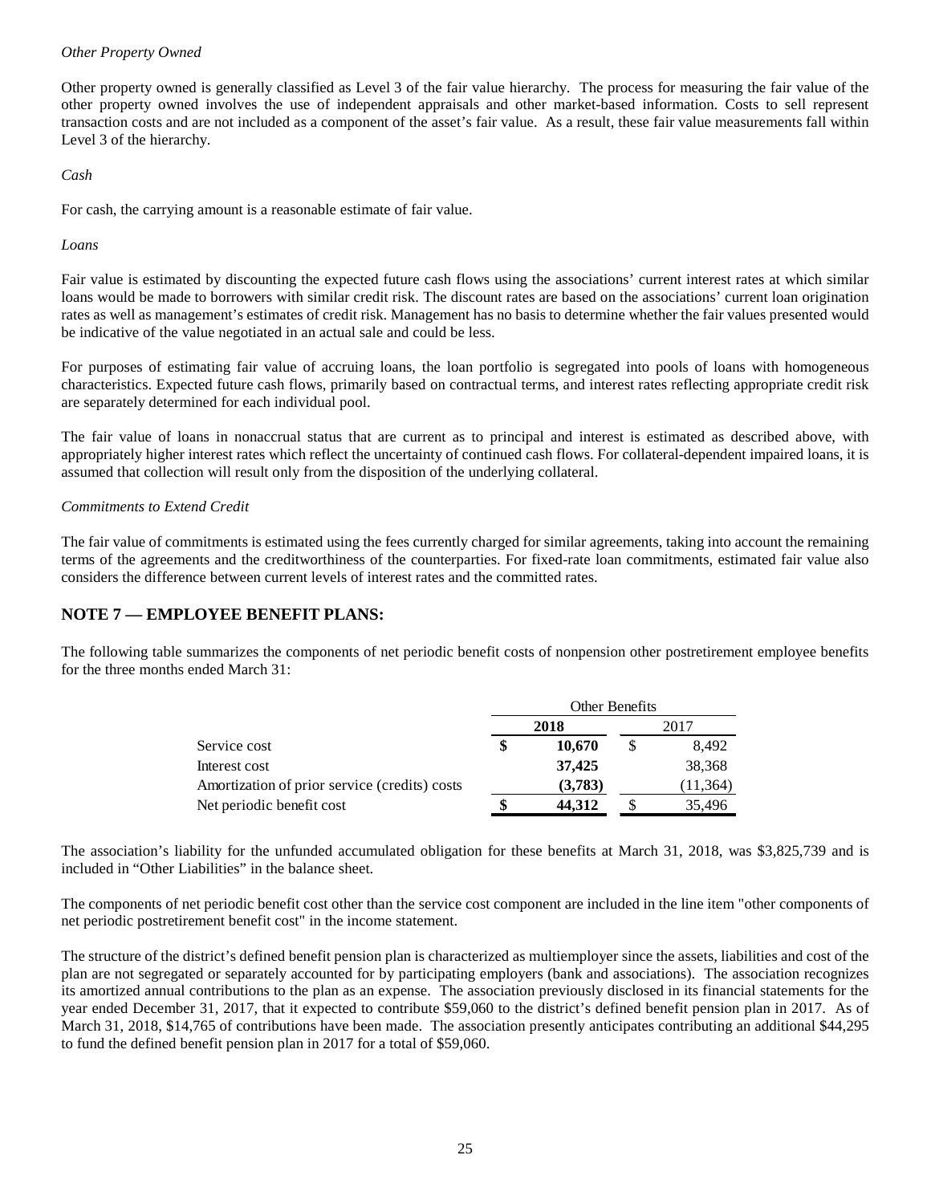*Other Property Owned*

Other property owned is generally classified as Level 3 of the fair value hierarchy. The process for measuring the fair value of the other property owned involves the use of independent appraisals and other market-based information. Costs to sell represent transaction costs and are not included as a component of the asset's fair value. As a result, these fair value measurements fall within Level 3 of the hierarchy.

*Cash*

For cash, the carrying amount is a reasonable estimate of fair value.

*Loans*

Fair value is estimated by discounting the expected future cash flows using the associations' current interest rates at which similar loans would be made to borrowers with similar credit risk. The discount rates are based on the associations' current loan origination rates as well as management's estimates of credit risk. Management has no basis to determine whether the fair values presented would be indicative of the value negotiated in an actual sale and could be less.

For purposes of estimating fair value of accruing loans, the loan portfolio is segregated into pools of loans with homogeneous characteristics. Expected future cash flows, primarily based on contractual terms, and interest rates reflecting appropriate credit risk are separately determined for each individual pool.

The fair value of loans in nonaccrual status that are current as to principal and interest is estimated as described above, with appropriately higher interest rates which reflect the uncertainty of continued cash flows. For collateral-dependent impaired loans, it is assumed that collection will result only from the disposition of the underlying collateral.

*Commitments to Extend Credit*

The fair value of commitments is estimated using the fees currently charged for similar agreements, taking into account the remaining terms of the agreements and the creditworthiness of the counterparties. For fixed-rate loan commitments, estimated fair value also considers the difference between current levels of interest rates and the committed rates.

## NOTE 7 — EMPLOYEE BENEFIT PLANS:

The following table summarizes the components of net periodic benefit costs of nonpension other postretirement employee benefits for the three months ended March 31:

| | Other Benefits | |
|---|---|---|
| | **2018** | 2017 |
| Service cost | **$ 10,670** | $ 8,492 |
| Interest cost | **37,425** | 38,368 |
| Amortization of prior service (credits) costs | **(3,783)** | (11,364) |
| Net periodic benefit cost | **$ 44,312** | $ 35,496 |

The association's liability for the unfunded accumulated obligation for these benefits at March 31, 2018, was $3,825,739 and is included in "Other Liabilities" in the balance sheet.

The components of net periodic benefit cost other than the service cost component are included in the line item "other components of net periodic postretirement benefit cost" in the income statement.

The structure of the district's defined benefit pension plan is characterized as multiemployer since the assets, liabilities and cost of the plan are not segregated or separately accounted for by participating employers (bank and associations). The association recognizes its amortized annual contributions to the plan as an expense. The association previously disclosed in its financial statements for the year ended December 31, 2017, that it expected to contribute $59,060 to the district's defined benefit pension plan in 2017. As of March 31, 2018, $14,765 of contributions have been made. The association presently anticipates contributing an additional $44,295 to fund the defined benefit pension plan in 2017 for a total of $59,060.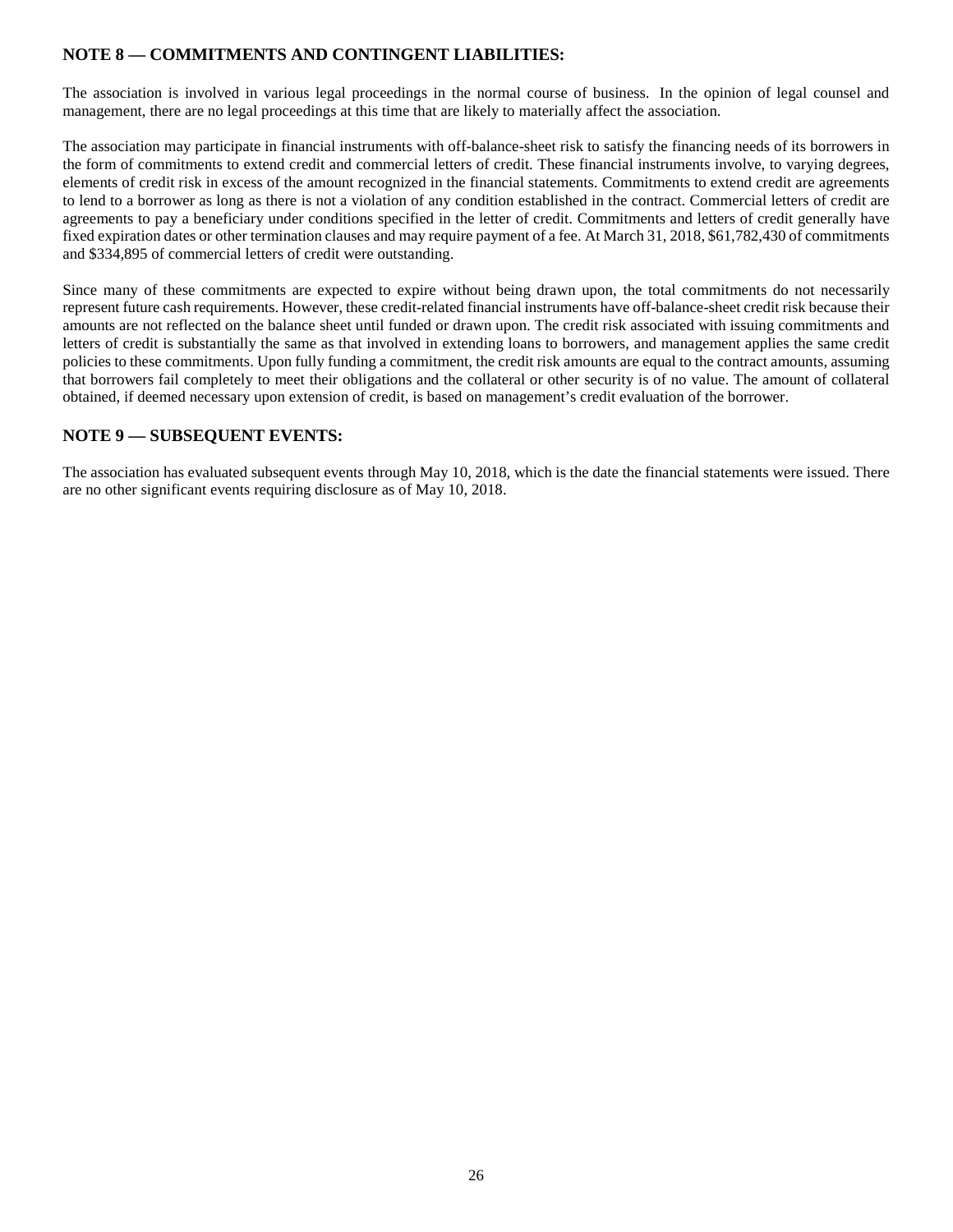## NOTE 8 — COMMITMENTS AND CONTINGENT LIABILITIES:

The association is involved in various legal proceedings in the normal course of business. In the opinion of legal counsel and management, there are no legal proceedings at this time that are likely to materially affect the association.

The association may participate in financial instruments with off-balance-sheet risk to satisfy the financing needs of its borrowers in the form of commitments to extend credit and commercial letters of credit. These financial instruments involve, to varying degrees, elements of credit risk in excess of the amount recognized in the financial statements. Commitments to extend credit are agreements to lend to a borrower as long as there is not a violation of any condition established in the contract. Commercial letters of credit are agreements to pay a beneficiary under conditions specified in the letter of credit. Commitments and letters of credit generally have fixed expiration dates or other termination clauses and may require payment of a fee. At March 31, 2018, $61,782,430 of commitments and $334,895 of commercial letters of credit were outstanding.

Since many of these commitments are expected to expire without being drawn upon, the total commitments do not necessarily represent future cash requirements. However, these credit-related financial instruments have off-balance-sheet credit risk because their amounts are not reflected on the balance sheet until funded or drawn upon. The credit risk associated with issuing commitments and letters of credit is substantially the same as that involved in extending loans to borrowers, and management applies the same credit policies to these commitments. Upon fully funding a commitment, the credit risk amounts are equal to the contract amounts, assuming that borrowers fail completely to meet their obligations and the collateral or other security is of no value. The amount of collateral obtained, if deemed necessary upon extension of credit, is based on management's credit evaluation of the borrower.

## NOTE 9 — SUBSEQUENT EVENTS:

The association has evaluated subsequent events through May 10, 2018, which is the date the financial statements were issued. There are no other significant events requiring disclosure as of May 10, 2018.